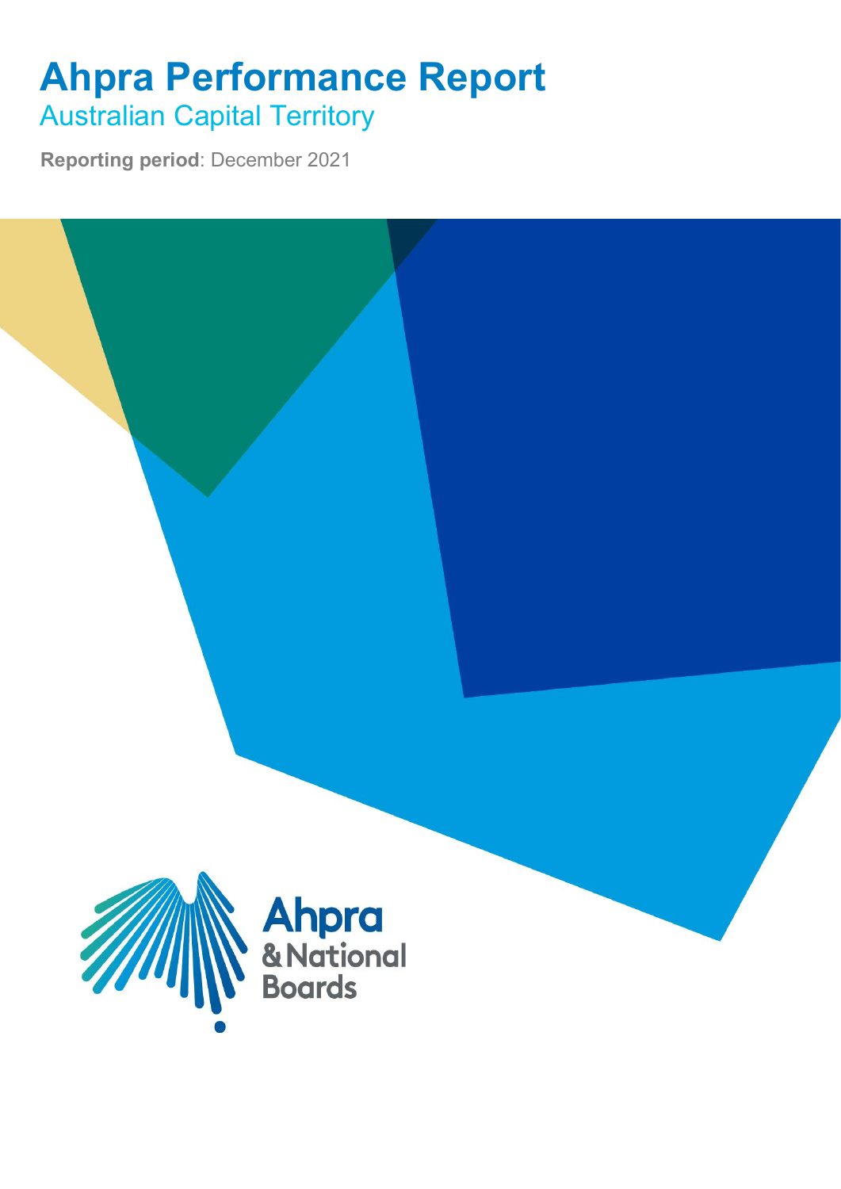# Ahpra Performance Report

## Australian Capital Territory

**Reporting period**: December 2021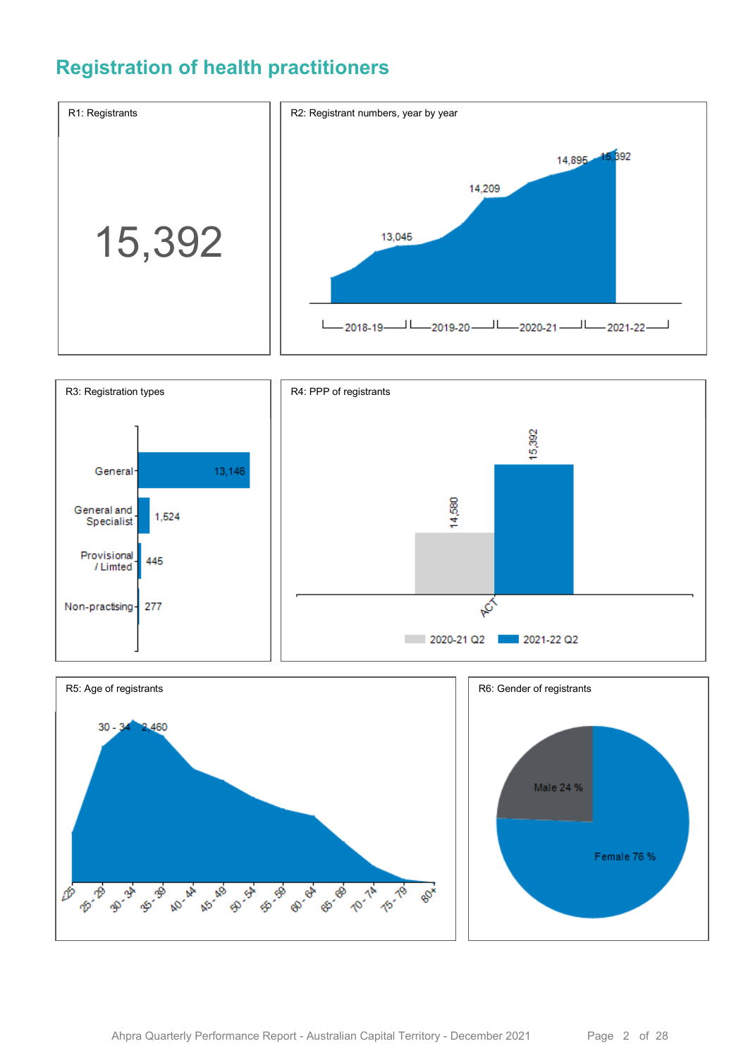# Registration of health practitioners

R1: Registrants

15,392

R2: Registrant numbers, year by year

13,045

14,209

14,895

15,392

2018-19 2019-20 2020-21 2021-22

R3: Registration types

| Type | Count |
|---|---|
| General | 13,146 |
| General and Specialist | 1,524 |
| Provisional / Limted | 445 |
| Non-practising | 277 |

R4: PPP of registrants

| | 2020-21 Q2 | 2021-22 Q2 |
|---|---|---|
| ACT | 14,580 | 15,392 |

R5: Age of registrants

30 - 34 2,460

<25, 25 - 29, 30 - 34, 35 - 39, 40 - 44, 45 - 49, 50 - 54, 55 - 59, 60 - 64, 65 - 69, 70 - 74, 75 - 79, 80+

R6: Gender of registrants

Male 24 %

Female 76 %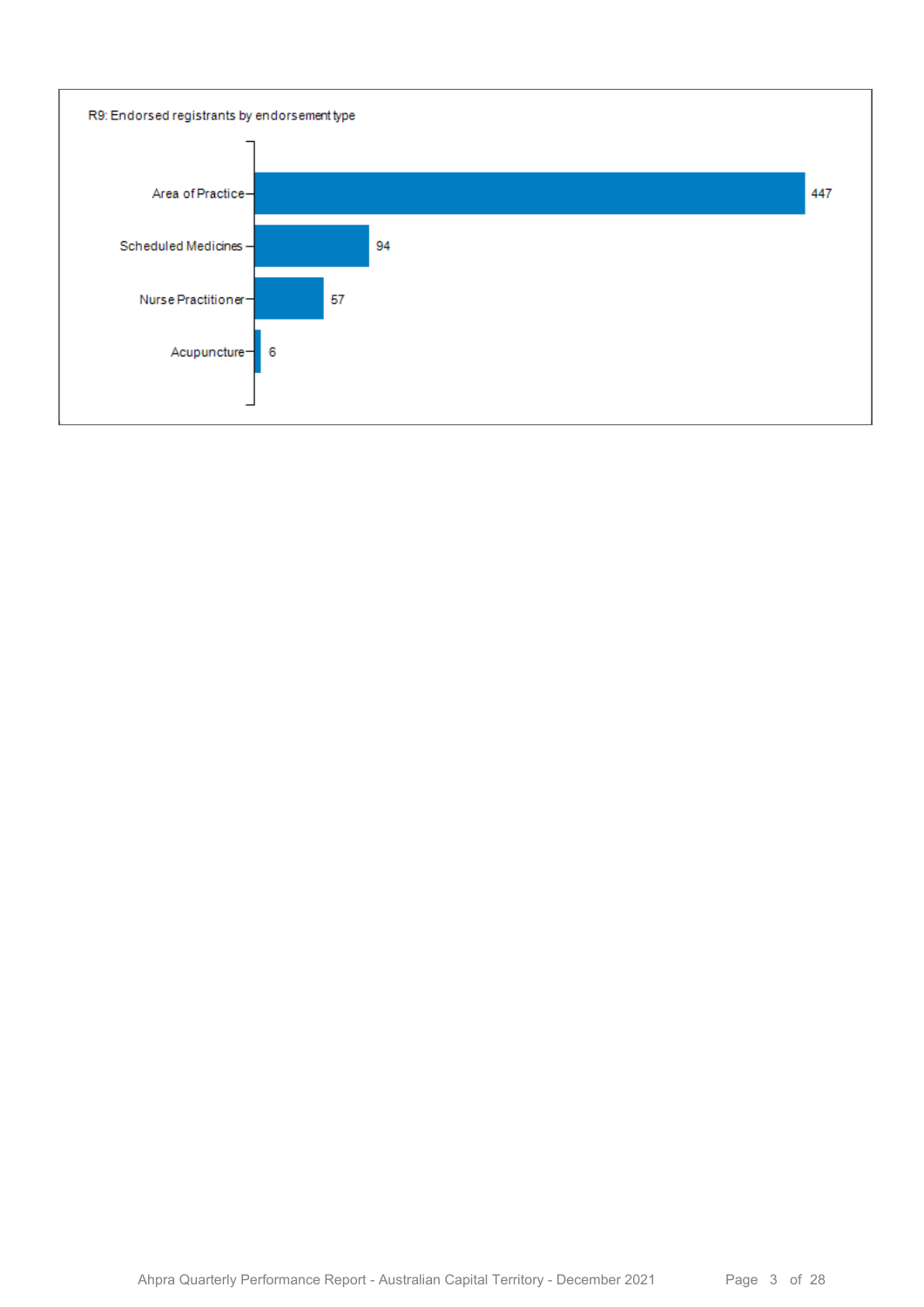R9: Endorsed registrants by endorsement type

| Endorsement type | Registrants |
|---|---|
| Area of Practice | 447 |
| Scheduled Medicines | 94 |
| Nurse Practitioner | 57 |
| Acupuncture | 6 |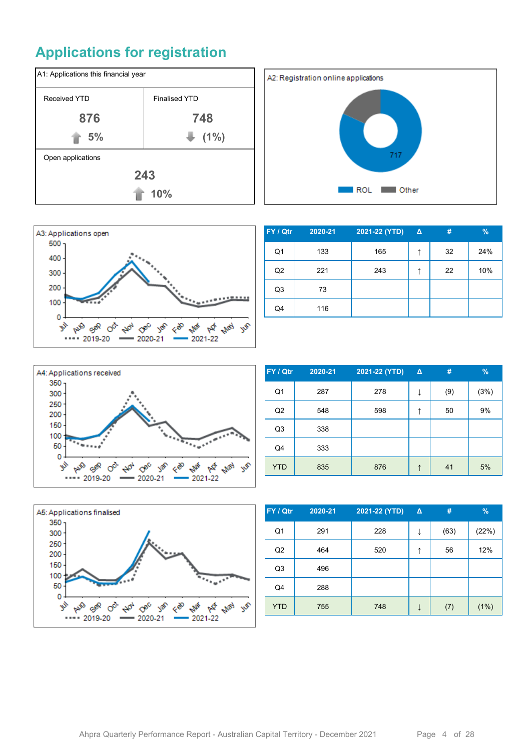# Applications for registration

**A1: Applications this financial year**

| Received YTD | Finalised YTD |
|---|---|
| 876 | 748 |
| ↑ 5% | ↓ (1%) |

Open applications

243

↑ 10%

**A2: Registration online applications**

717

ROL   Other

**A3: Applications open**

| FY / Qtr | 2020-21 | 2021-22 (YTD) | Δ | # | % |
|---|---|---|---|---|---|
| Q1 | 133 | 165 | ↑ | 32 | 24% |
| Q2 | 221 | 243 | ↑ | 22 | 10% |
| Q3 | 73 | | | | |
| Q4 | 116 | | | | |

**A4: Applications received**

| FY / Qtr | 2020-21 | 2021-22 (YTD) | Δ | # | % |
|---|---|---|---|---|---|
| Q1 | 287 | 278 | ↓ | (9) | (3%) |
| Q2 | 548 | 598 | ↑ | 50 | 9% |
| Q3 | 338 | | | | |
| Q4 | 333 | | | | |
| YTD | 835 | 876 | ↑ | 41 | 5% |

**A5: Applications finalised**

| FY / Qtr | 2020-21 | 2021-22 (YTD) | Δ | # | % |
|---|---|---|---|---|---|
| Q1 | 291 | 228 | ↓ | (63) | (22%) |
| Q2 | 464 | 520 | ↑ | 56 | 12% |
| Q3 | 496 | | | | |
| Q4 | 288 | | | | |
| YTD | 755 | 748 | ↓ | (7) | (1%) |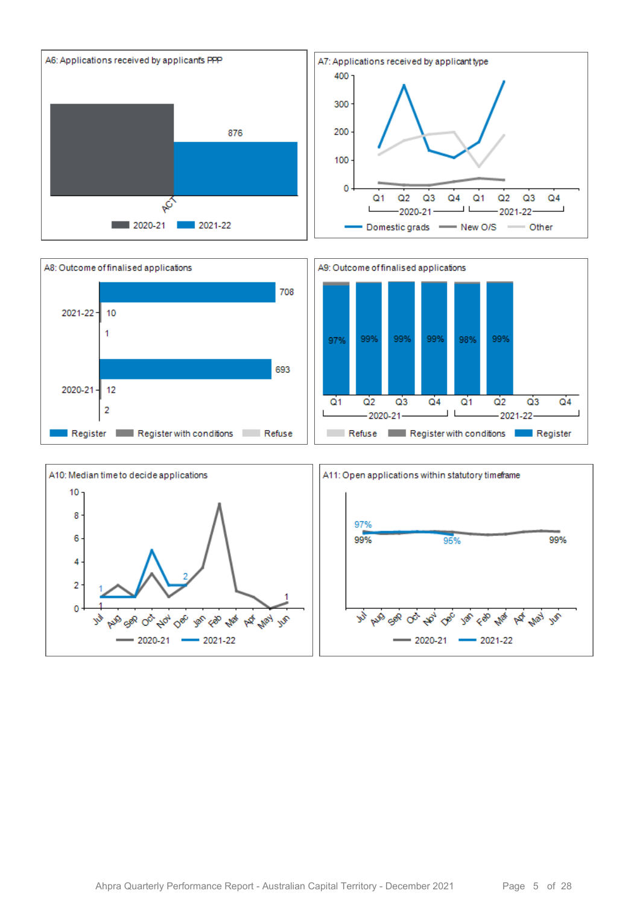**A6: Applications received by applicants PPP**

ACT

876

2020-21 | 2021-22

**A7: Applications received by applicant type**

400, 300, 200, 100, 0

Q1 Q2 Q3 Q4 Q1 Q2 Q3 Q4

2020-21 | 2021-22

Domestic grads | New O/S | Other

**A8: Outcome of finalised applications**

2021-22: 708, 10, 1

2020-21: 693, 12, 2

Register | Register with conditions | Refuse

**A9: Outcome of finalised applications**

97% 99% 99% 99% 98% 99%

Q1 Q2 Q3 Q4 Q1 Q2 Q3 Q4

2020-21 | 2021-22

Refuse | Register with conditions | Register

**A10: Median time to decide applications**

10, 8, 6, 4, 2, 0

1, 2, 1, 1

Jul Aug Sep Oct Nov Dec Jan Feb Mar Apr May Jun

2020-21 | 2021-22

**A11: Open applications within statutory timeframe**

97%, 99%, 95%, 99%

Jul Aug Sep Oct Nov Dec Jan Feb Mar Apr May Jun

2020-21 | 2021-22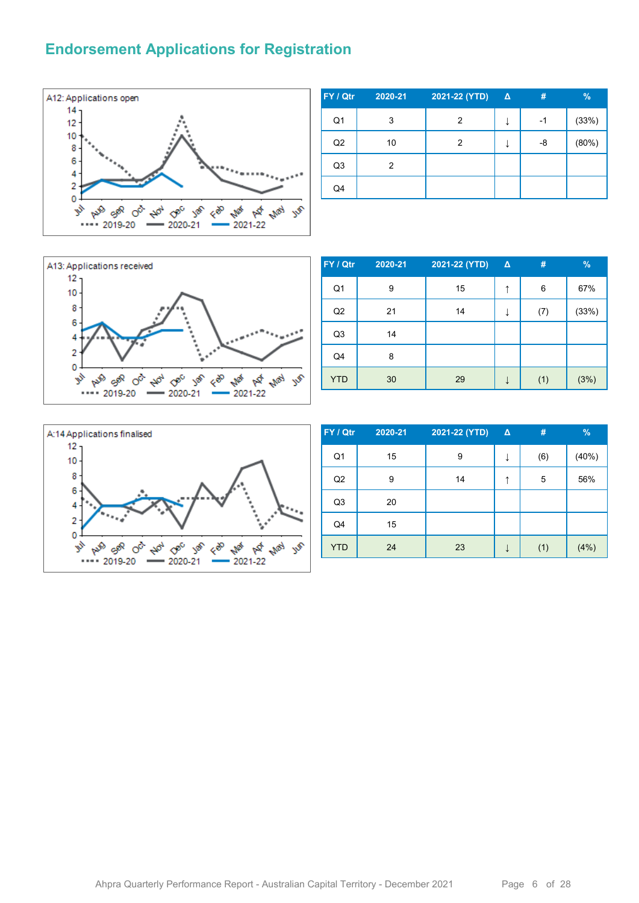# Endorsement Applications for Registration

A12: Applications open

| FY / Qtr | 2020-21 | 2021-22 (YTD) | Δ | # | % |
|---|---|---|---|---|---|
| Q1 | 3 | 2 | ↓ | -1 | (33%) |
| Q2 | 10 | 2 | ↓ | -8 | (80%) |
| Q3 | 2 | | | | |
| Q4 | | | | | |

A13: Applications received

| FY / Qtr | 2020-21 | 2021-22 (YTD) | Δ | # | % |
|---|---|---|---|---|---|
| Q1 | 9 | 15 | ↑ | 6 | 67% |
| Q2 | 21 | 14 | ↓ | (7) | (33%) |
| Q3 | 14 | | | | |
| Q4 | 8 | | | | |
| YTD | 30 | 29 | ↓ | (1) | (3%) |

A:14 Applications finalised

| FY / Qtr | 2020-21 | 2021-22 (YTD) | Δ | # | % |
|---|---|---|---|---|---|
| Q1 | 15 | 9 | ↓ | (6) | (40%) |
| Q2 | 9 | 14 | ↑ | 5 | 56% |
| Q3 | 20 | | | | |
| Q4 | 15 | | | | |
| YTD | 24 | 23 | ↓ | (1) | (4%) |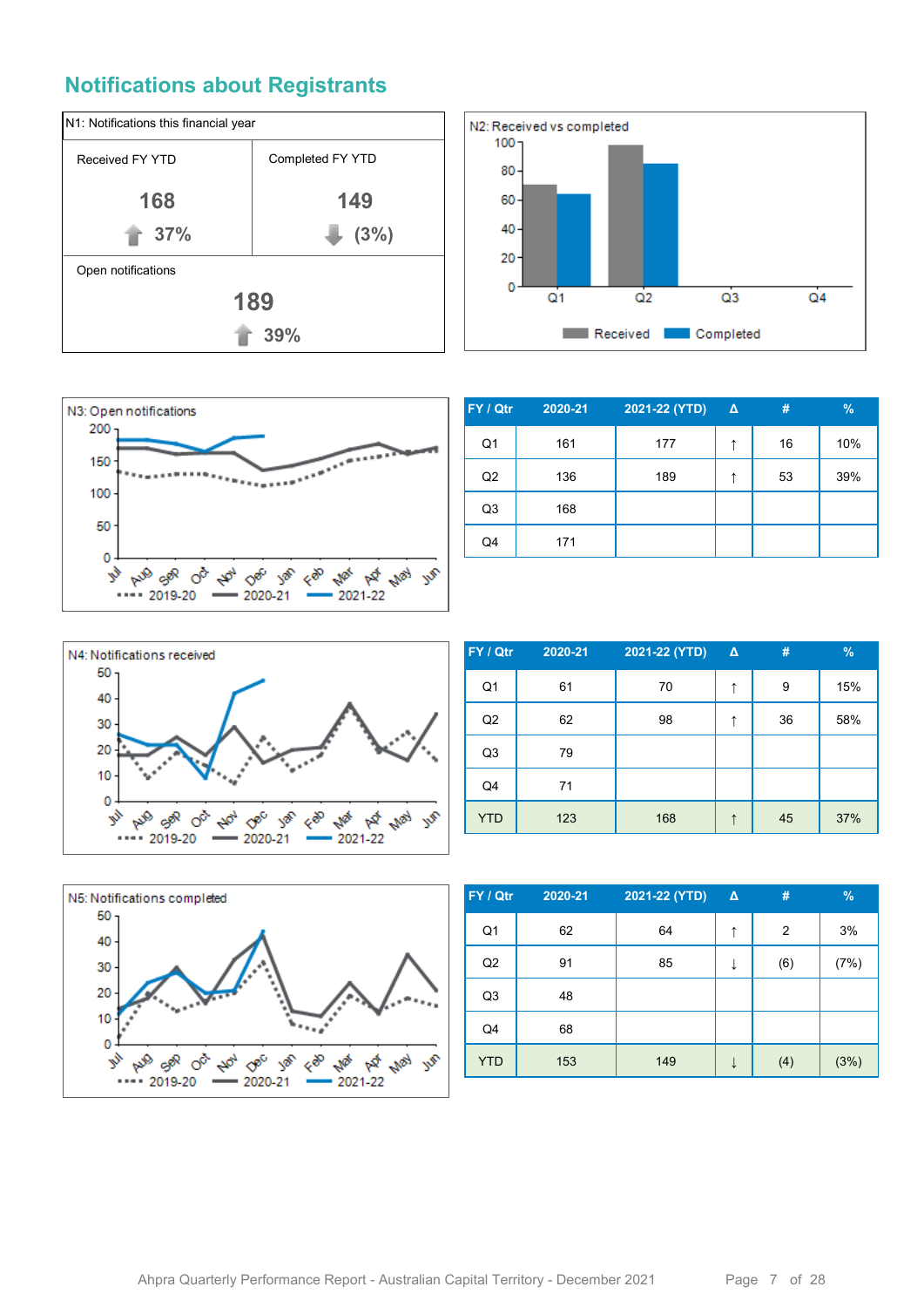## Notifications about Registrants

| N1: Notifications this financial year | |
|---|---|
| Received FY YTD | Completed FY YTD |
| 168 | 149 |
| ↑ 37% | ↓ (3%) |
| Open notifications | |
| 189 | |
| ↑ 39% | |

N2: Received vs completed

N3: Open notifications

| FY / Qtr | 2020-21 | 2021-22 (YTD) | Δ | # | % |
|---|---|---|---|---|---|
| Q1 | 161 | 177 | ↑ | 16 | 10% |
| Q2 | 136 | 189 | ↑ | 53 | 39% |
| Q3 | 168 | | | | |
| Q4 | 171 | | | | |

N4: Notifications received

| FY / Qtr | 2020-21 | 2021-22 (YTD) | Δ | # | % |
|---|---|---|---|---|---|
| Q1 | 61 | 70 | ↑ | 9 | 15% |
| Q2 | 62 | 98 | ↑ | 36 | 58% |
| Q3 | 79 | | | | |
| Q4 | 71 | | | | |
| YTD | 123 | 168 | ↑ | 45 | 37% |

N5: Notifications completed

| FY / Qtr | 2020-21 | 2021-22 (YTD) | Δ | # | % |
|---|---|---|---|---|---|
| Q1 | 62 | 64 | ↑ | 2 | 3% |
| Q2 | 91 | 85 | ↓ | (6) | (7%) |
| Q3 | 48 | | | | |
| Q4 | 68 | | | | |
| YTD | 153 | 149 | ↓ | (4) | (3%) |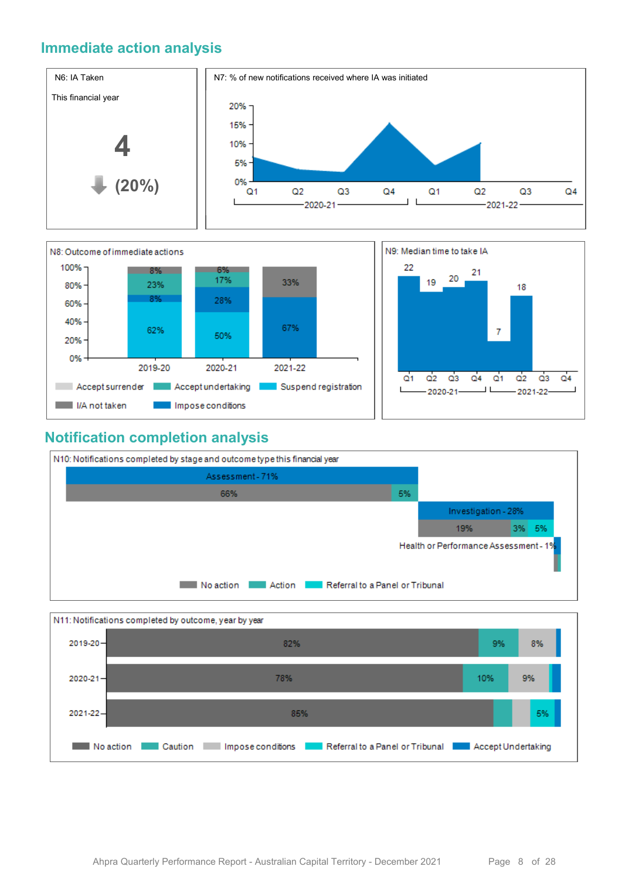## Immediate action analysis

**N6: IA Taken**

This financial year

**4**

**(20%)**

**N7: % of new notifications received where IA was initiated**

20%
15%
10%
5%
0%

Q1 Q2 Q3 Q4 Q1 Q2 Q3 Q4

2020-21 2021-22

**N8: Outcome of immediate actions**

| | 2019-20 | 2020-21 | 2021-22 |
|---|---|---|---|
| Suspend registration | 62% | 50% | |
| Impose conditions | 8% | 28% | 67% |
| Accept undertaking | 23% | 17% | |
| I/A not taken | 8% | 6% | 33% |

Accept surrender, Accept undertaking, Suspend registration, I/A not taken, Impose conditions

**N9: Median time to take IA**

| | Q1 | Q2 | Q3 | Q4 |
|---|---|---|---|---|
| 2020-21 | 22 | 19 | 20 | 21 |
| 2021-22 | 7 | 18 | | |

## Notification completion analysis

**N10: Notifications completed by stage and outcome type this financial year**

Assessment - 71%

66% | 5%

Investigation - 28%

19% | 3% | 5%

Health or Performance Assessment - 1%

No action, Action, Referral to a Panel or Tribunal

**N11: Notifications completed by outcome, year by year**

| | No action | Caution | Impose conditions | Referral to a Panel or Tribunal | Accept Undertaking |
|---|---|---|---|---|---|
| 2019-20 | 82% | 9% | 8% | | |
| 2020-21 | 78% | 10% | 9% | | |
| 2021-22 | 85% | | | 5% | |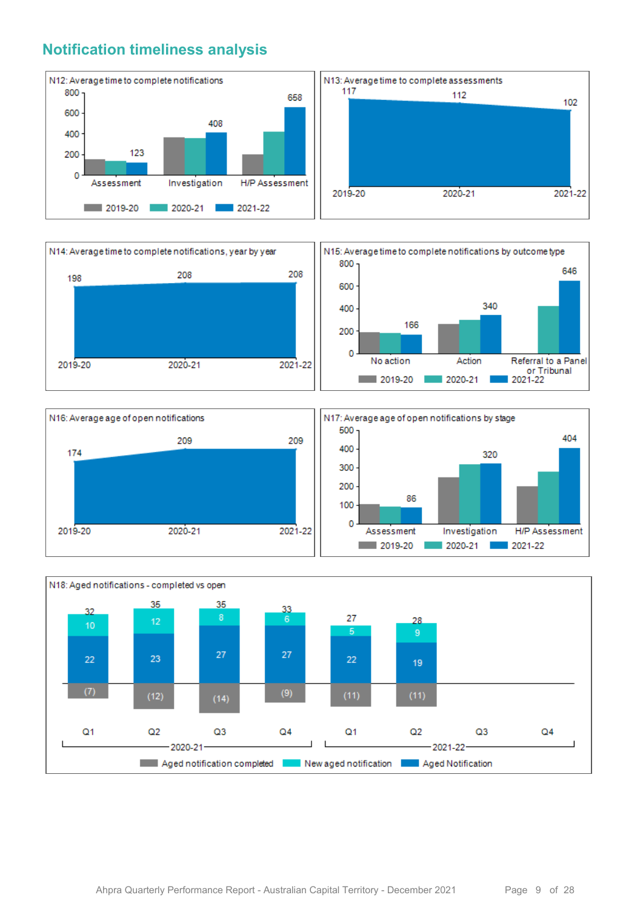## Notification timeliness analysis

N12: Average time to complete notifications

| | 2019-20 | 2020-21 | 2021-22 |
|---|---|---|---|
| Assessment | | | 123 |
| Investigation | | | 408 |
| H/P Assessment | | | 658 |

N13: Average time to complete assessments

| 2019-20 | 2020-21 | 2021-22 |
|---|---|---|
| 117 | 112 | 102 |

N14: Average time to complete notifications, year by year

| 2019-20 | 2020-21 | 2021-22 |
|---|---|---|
| 198 | 208 | 208 |

N15: Average time to complete notifications by outcome type

| | 2019-20 | 2020-21 | 2021-22 |
|---|---|---|---|
| No action | | | 166 |
| Action | | | 340 |
| Referral to a Panel or Tribunal | | | 646 |

N16: Average age of open notifications

| 2019-20 | 2020-21 | 2021-22 |
|---|---|---|
| 174 | 209 | 209 |

N17: Average age of open notifications by stage

| | 2019-20 | 2020-21 | 2021-22 |
|---|---|---|---|
| Assessment | | | 86 |
| Investigation | | | 320 |
| H/P Assessment | | | 404 |

N18: Aged notifications - completed vs open

| | 2020-21 Q1 | 2020-21 Q2 | 2020-21 Q3 | 2020-21 Q4 | 2021-22 Q1 | 2021-22 Q2 | 2021-22 Q3 | 2021-22 Q4 |
|---|---|---|---|---|---|---|---|---|
| Total | 32 | 35 | 35 | 33 | 27 | 28 | | |
| New aged notification | 10 | 12 | 8 | 6 | 5 | 9 | | |
| Aged Notification | 22 | 23 | 27 | 27 | 22 | 19 | | |
| Aged notification completed | (7) | (12) | (14) | (9) | (11) | (11) | | |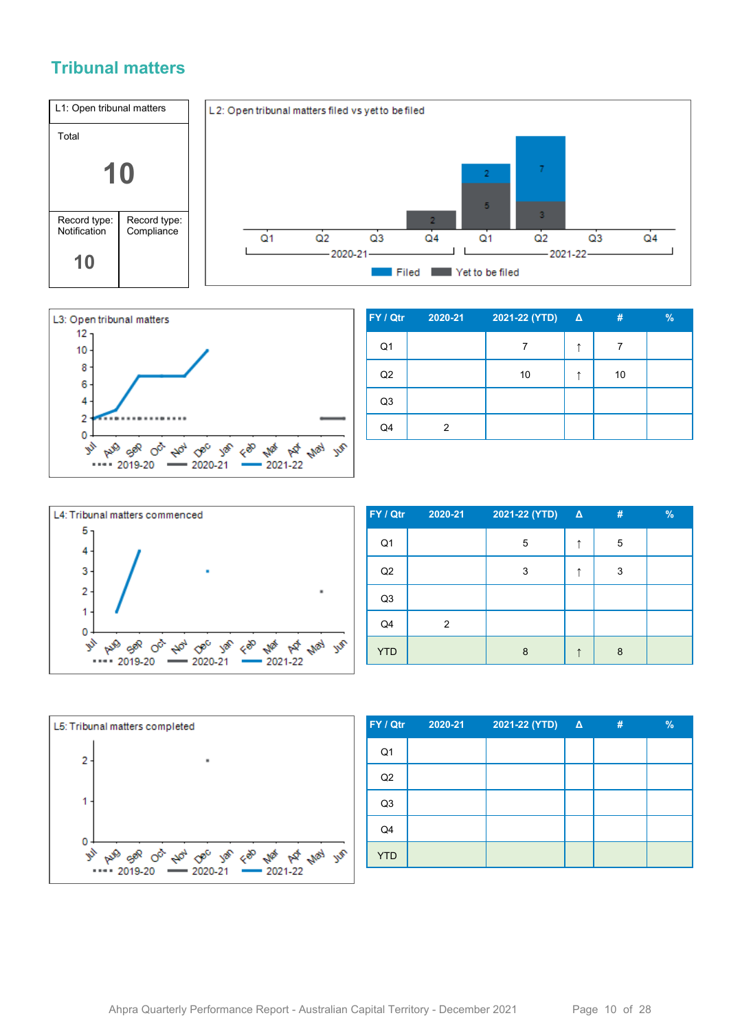## Tribunal matters

| L1: Open tribunal matters | |
|---|---|
| Total | |
| **10** | |
| Record type: Notification | Record type: Compliance |
| **10** | |

L2: Open tribunal matters filed vs yet to be filed

L3: Open tribunal matters

| FY / Qtr | 2020-21 | 2021-22 (YTD) | Δ | # | % |
|---|---|---|---|---|---|
| Q1 | | 7 | ↑ | 7 | |
| Q2 | | 10 | ↑ | 10 | |
| Q3 | | | | | |
| Q4 | 2 | | | | |

L4: Tribunal matters commenced

| FY / Qtr | 2020-21 | 2021-22 (YTD) | Δ | # | % |
|---|---|---|---|---|---|
| Q1 | | 5 | ↑ | 5 | |
| Q2 | | 3 | ↑ | 3 | |
| Q3 | | | | | |
| Q4 | 2 | | | | |
| YTD | | 8 | ↑ | 8 | |

L5: Tribunal matters completed

| FY / Qtr | 2020-21 | 2021-22 (YTD) | Δ | # | % |
|---|---|---|---|---|---|
| Q1 | | | | | |
| Q2 | | | | | |
| Q3 | | | | | |
| Q4 | | | | | |
| YTD | | | | | |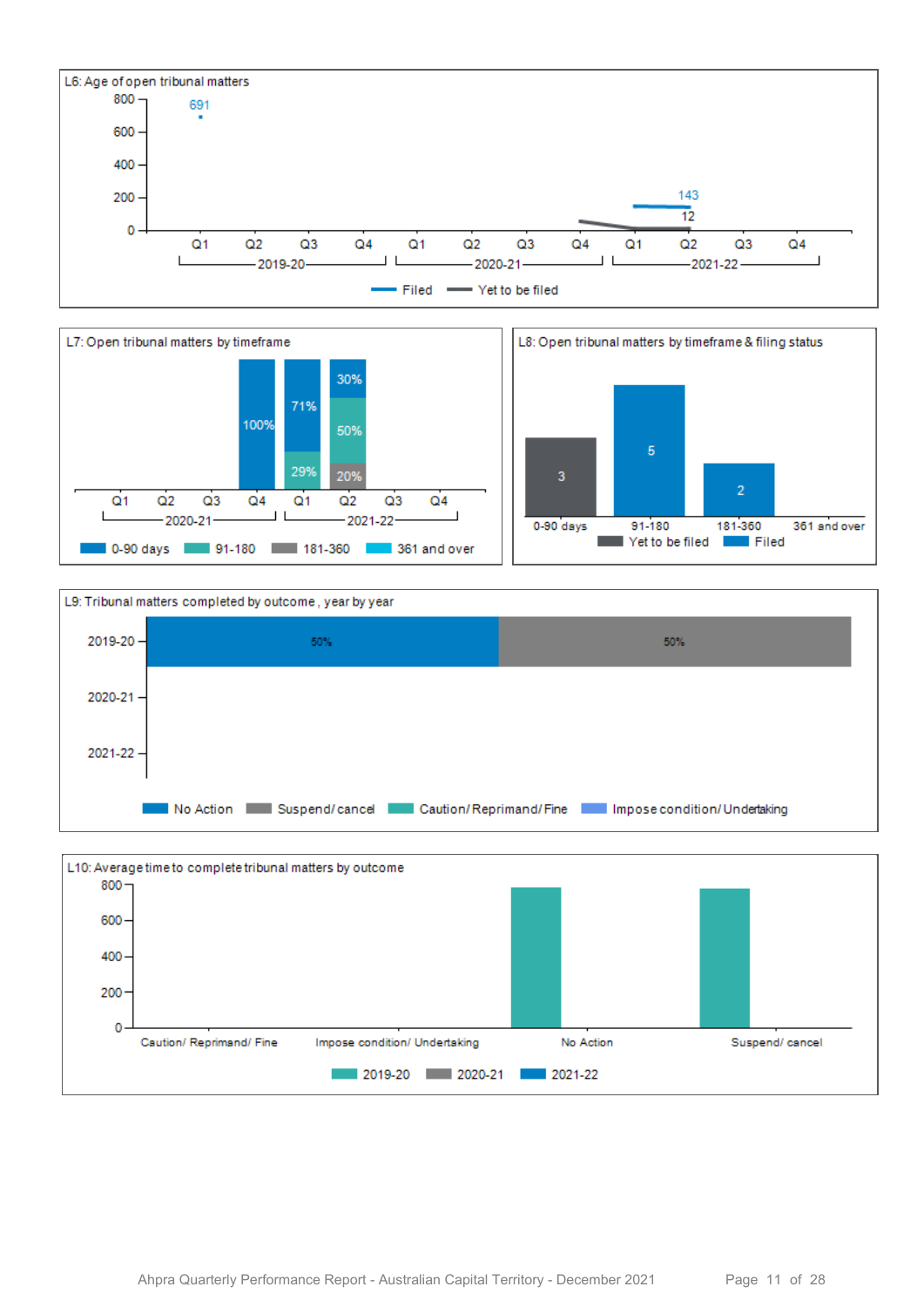L6: Age of open tribunal matters

| | 2019-20 Q1 | 2019-20 Q2 | 2019-20 Q3 | 2019-20 Q4 | 2020-21 Q1 | 2020-21 Q2 | 2020-21 Q3 | 2020-21 Q4 | 2021-22 Q1 | 2021-22 Q2 | 2021-22 Q3 | 2021-22 Q4 |
|---|---|---|---|---|---|---|---|---|---|---|---|---|
| Filed | 691 | | | | | | | | | 143 | | |
| Yet to be filed | | | | | | | | | | 12 | | |

L7: Open tribunal matters by timeframe

| | 2020-21 Q1 | 2020-21 Q2 | 2020-21 Q3 | 2020-21 Q4 | 2021-22 Q1 | 2021-22 Q2 | 2021-22 Q3 | 2021-22 Q4 |
|---|---|---|---|---|---|---|---|---|
| 0-90 days | | | | 100% | 71% | 30% | | |
| 91-180 | | | | | 29% | 50% | | |
| 181-360 | | | | | | 20% | | |
| 361 and over | | | | | | | | |

L8: Open tribunal matters by timeframe & filing status

| | 0-90 days | 91-180 | 181-360 | 361 and over |
|---|---|---|---|---|
| Yet to be filed | 3 | | | |
| Filed | | 5 | 2 | |

L9: Tribunal matters completed by outcome, year by year

| | No Action | Suspend/ cancel | Caution/ Reprimand/ Fine | Impose condition/ Undertaking |
|---|---|---|---|---|
| 2019-20 | 50% | 50% | | |
| 2020-21 | | | | |
| 2021-22 | | | | |

L10: Average time to complete tribunal matters by outcome

| | Caution/ Reprimand/ Fine | Impose condition/ Undertaking | No Action | Suspend/ cancel |
|---|---|---|---|---|
| 2019-20 | | | ~790 | ~785 |
| 2020-21 | | | | |
| 2021-22 | | | | |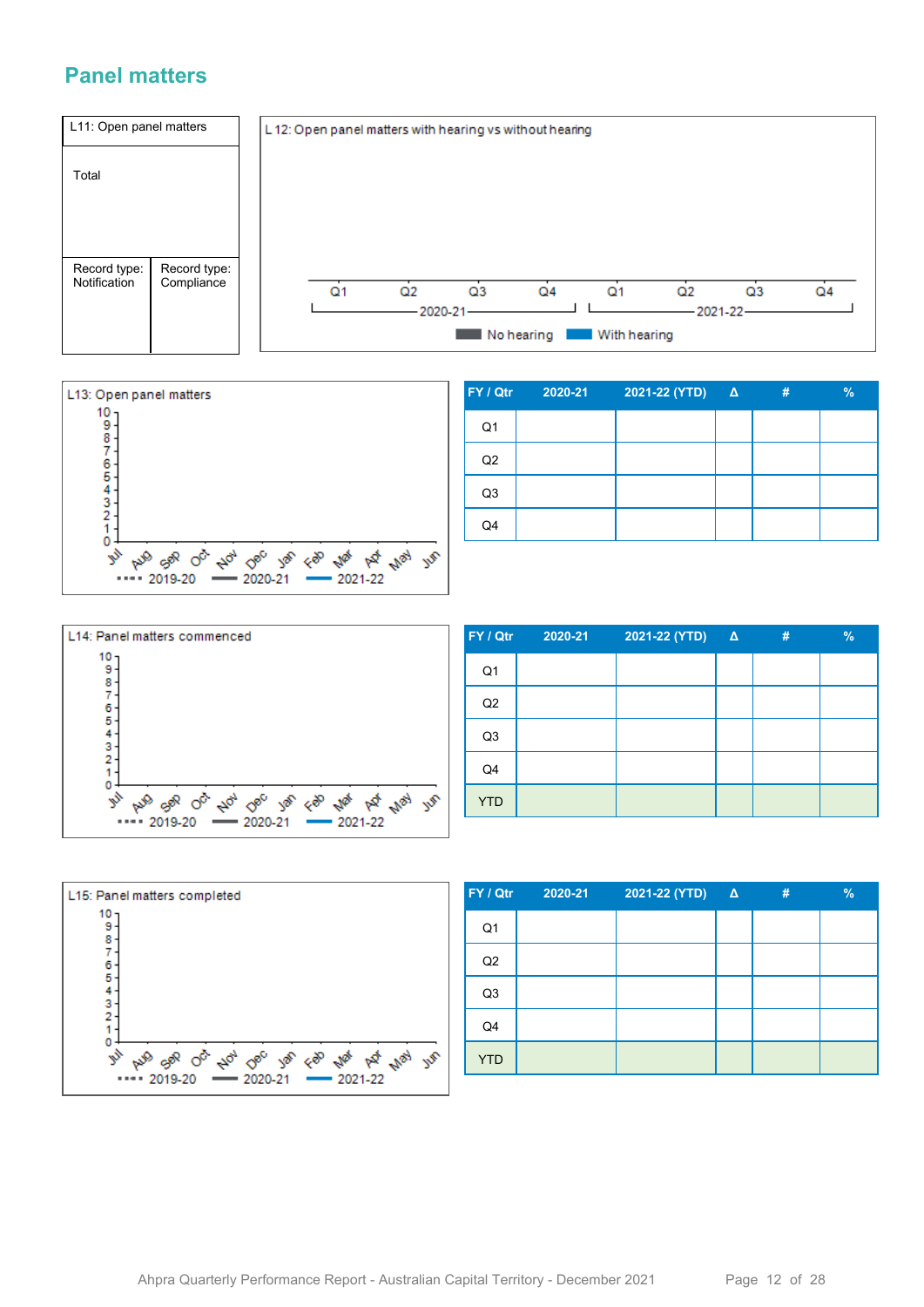## Panel matters

| L11: Open panel matters | |
|---|---|
| Total | |
| Record type: Notification | Record type: Compliance |

L 12: Open panel matters with hearing vs without hearing

Q1 Q2 Q3 Q4 Q1 Q2 Q3 Q4

2020-21 2021-22

No hearing With hearing

L13: Open panel matters

10 9 8 7 6 5 4 3 2 1 0

Jul Aug Sep Oct Nov Dec Jan Feb Mar Apr May Jun

2019-20 2020-21 2021-22

| FY / Qtr | 2020-21 | 2021-22 (YTD) | Δ | # | % |
|---|---|---|---|---|---|
| Q1 | | | | | |
| Q2 | | | | | |
| Q3 | | | | | |
| Q4 | | | | | |

L14: Panel matters commenced

10 9 8 7 6 5 4 3 2 1 0

Jul Aug Sep Oct Nov Dec Jan Feb Mar Apr May Jun

2019-20 2020-21 2021-22

| FY / Qtr | 2020-21 | 2021-22 (YTD) | Δ | # | % |
|---|---|---|---|---|---|
| Q1 | | | | | |
| Q2 | | | | | |
| Q3 | | | | | |
| Q4 | | | | | |
| YTD | | | | | |

L15: Panel matters completed

10 9 8 7 6 5 4 3 2 1 0

Jul Aug Sep Oct Nov Dec Jan Feb Mar Apr May Jun

2019-20 2020-21 2021-22

| FY / Qtr | 2020-21 | 2021-22 (YTD) | Δ | # | % |
|---|---|---|---|---|---|
| Q1 | | | | | |
| Q2 | | | | | |
| Q3 | | | | | |
| Q4 | | | | | |
| YTD | | | | | |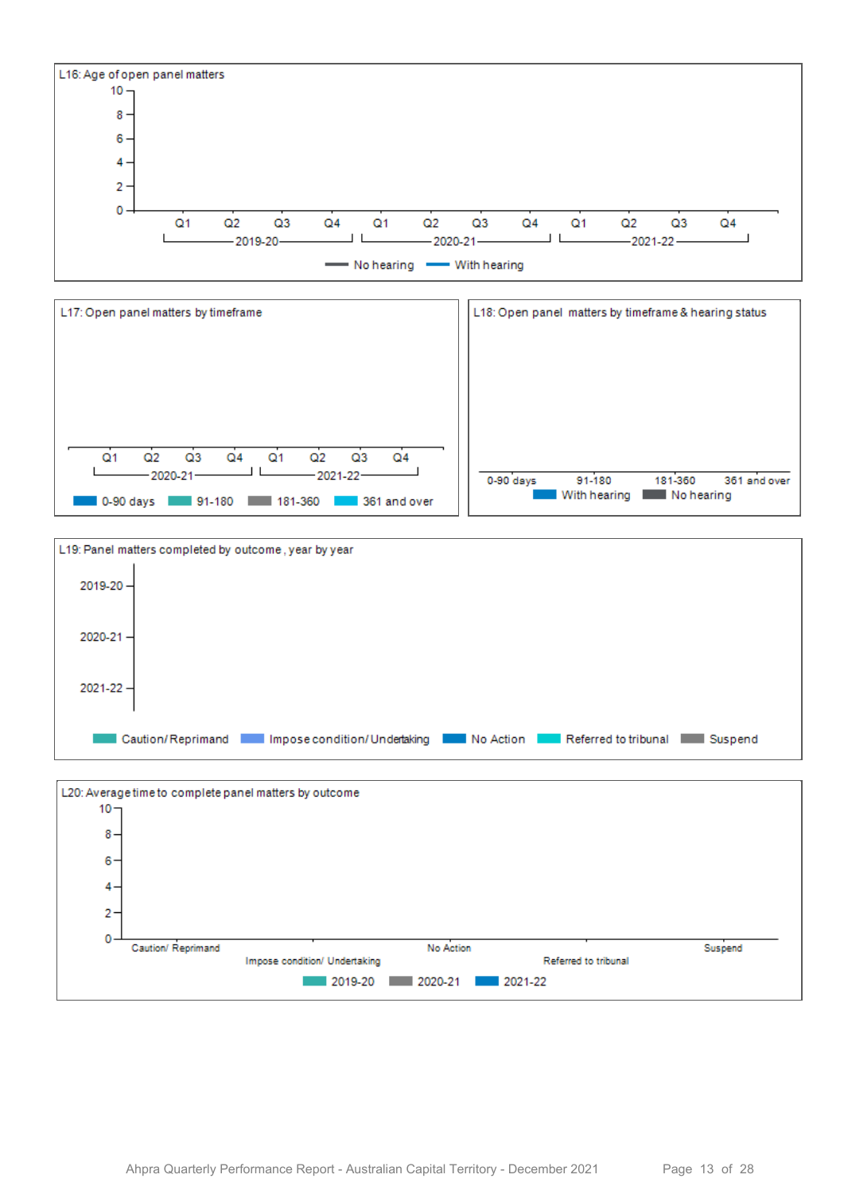L16: Age of open panel matters

10
8
6
4
2
0

Q1 Q2 Q3 Q4 Q1 Q2 Q3 Q4 Q1 Q2 Q3 Q4

2019-20 2020-21 2021-22

No hearing With hearing

L17: Open panel matters by timeframe

Q1 Q2 Q3 Q4 Q1 Q2 Q3 Q4

2020-21 2021-22

0-90 days 91-180 181-360 361 and over

L18: Open panel matters by timeframe & hearing status

0-90 days 91-180 181-360 361 and over

With hearing No hearing

L19: Panel matters completed by outcome, year by year

2019-20
2020-21
2021-22

Caution/ Reprimand Impose condition/ Undertaking No Action Referred to tribunal Suspend

L20: Average time to complete panel matters by outcome

10
8
6
4
2
0

Caution/ Reprimand Impose condition/ Undertaking No Action Referred to tribunal Suspend

2019-20 2020-21 2021-22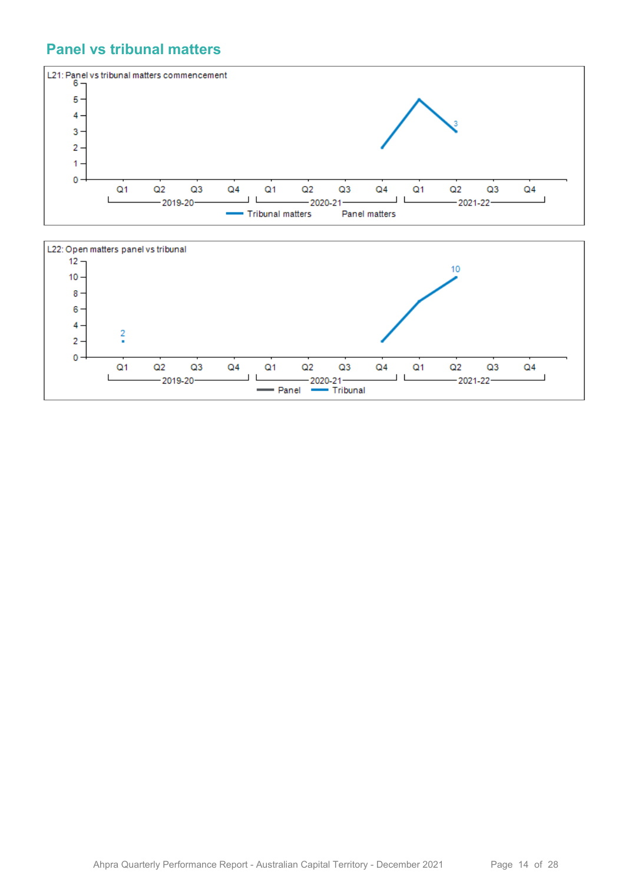## Panel vs tribunal matters

L21: Panel vs tribunal matters commencement

L22: Open matters panel vs tribunal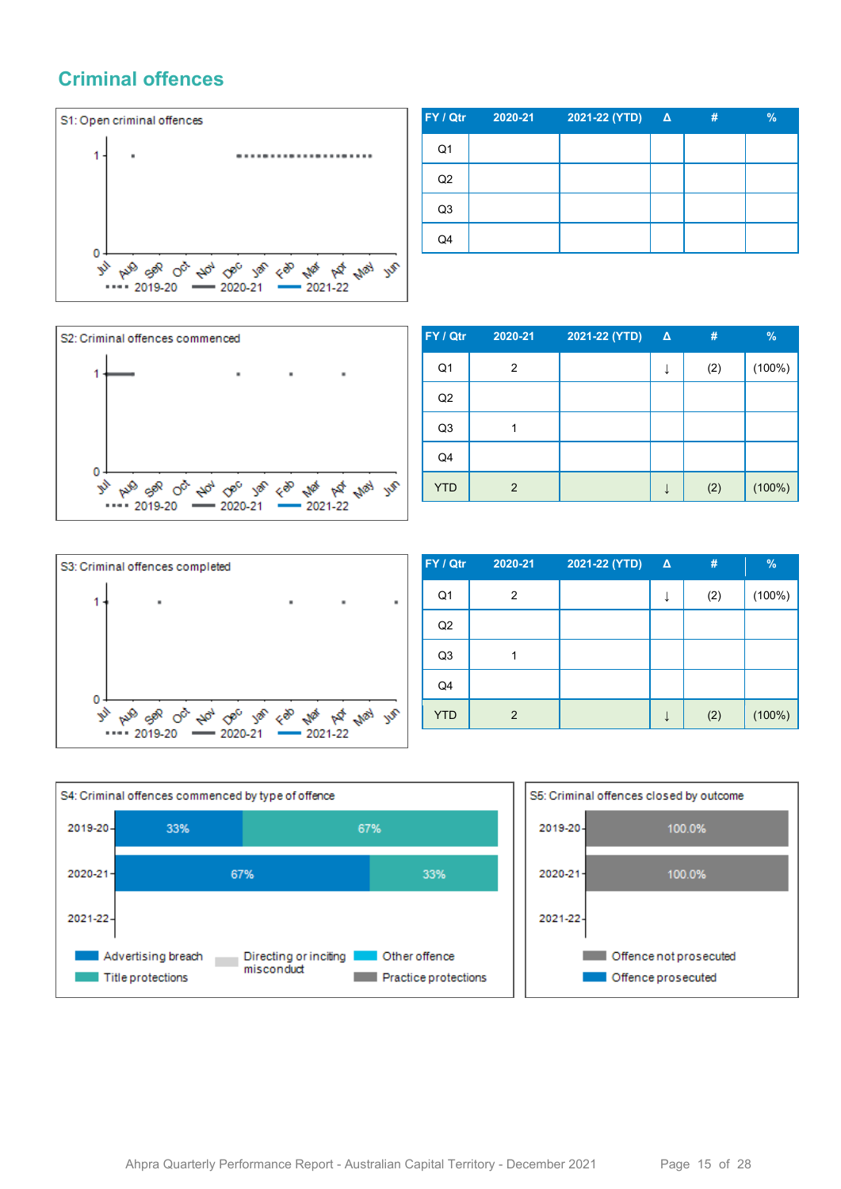# Criminal offences

S1: Open criminal offences

| FY / Qtr | 2020-21 | 2021-22 (YTD) | Δ | # | % |
|---|---|---|---|---|---|
| Q1 | | | | | |
| Q2 | | | | | |
| Q3 | | | | | |
| Q4 | | | | | |

S2: Criminal offences commenced

| FY / Qtr | 2020-21 | 2021-22 (YTD) | Δ | # | % |
|---|---|---|---|---|---|
| Q1 | 2 | | ↓ | (2) | (100%) |
| Q2 | | | | | |
| Q3 | 1 | | | | |
| Q4 | | | | | |
| YTD | 2 | | ↓ | (2) | (100%) |

S3: Criminal offences completed

| FY / Qtr | 2020-21 | 2021-22 (YTD) | Δ | # | % |
|---|---|---|---|---|---|
| Q1 | 2 | | ↓ | (2) | (100%) |
| Q2 | | | | | |
| Q3 | 1 | | | | |
| Q4 | | | | | |
| YTD | 2 | | ↓ | (2) | (100%) |

S4: Criminal offences commenced by type of offence

| Year | Advertising breach | Title protections |
|---|---|---|
| 2019-20 | 33% | 67% |
| 2020-21 | 67% | 33% |
| 2021-22 | | |

Legend: Advertising breach, Title protections, Directing or inciting misconduct, Other offence, Practice protections

S5: Criminal offences closed by outcome

| Year | Offence not prosecuted |
|---|---|
| 2019-20 | 100.0% |
| 2020-21 | 100.0% |
| 2021-22 | |

Legend: Offence not prosecuted, Offence prosecuted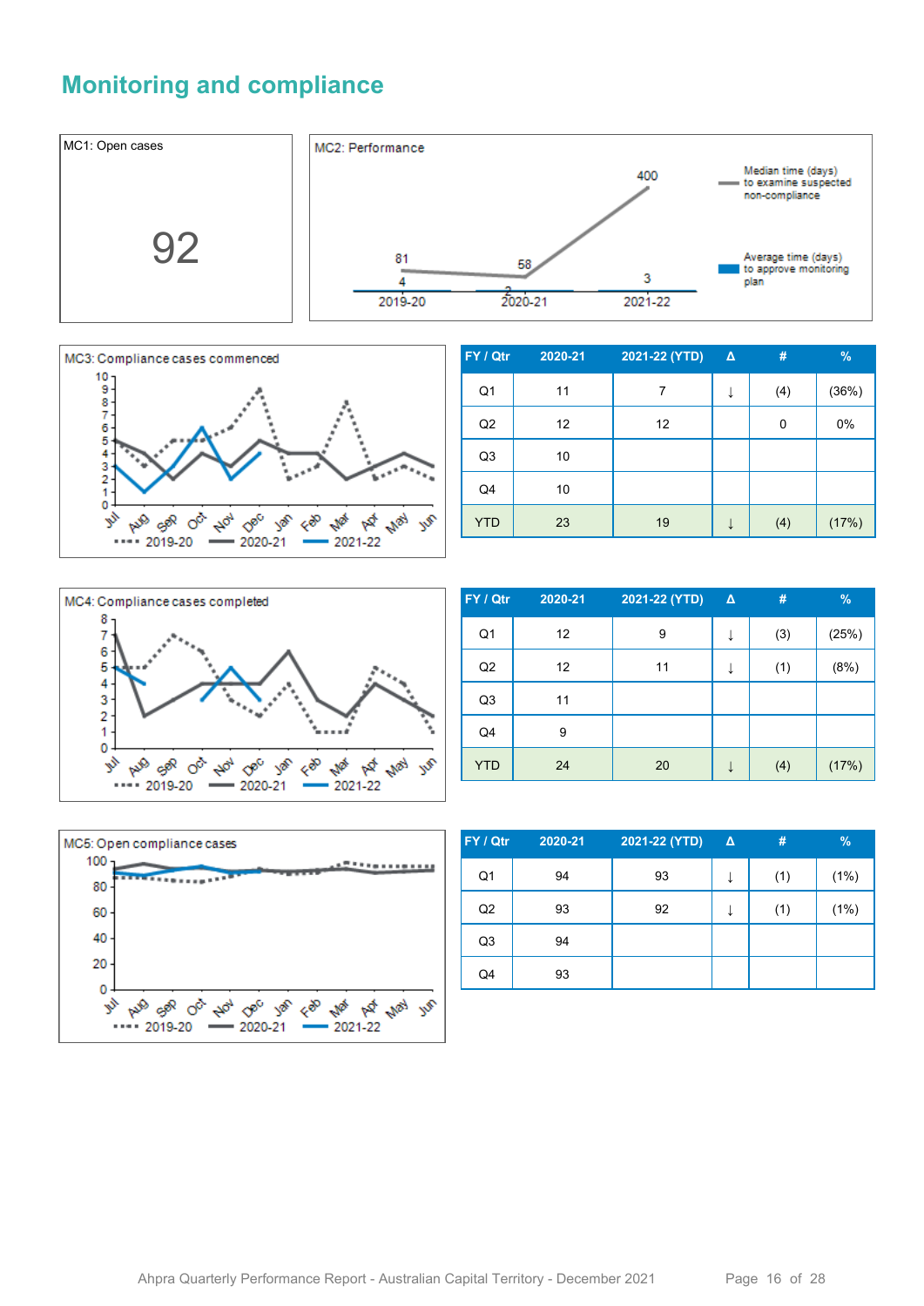## Monitoring and compliance

MC1: Open cases

92

MC2: Performance

| | 2019-20 | 2020-21 | 2021-22 |
|---|---|---|---|
| Median time (days) to examine suspected non-compliance | 81 | 58 | 400 |
| Average time (days) to approve monitoring plan | 4 | 2 | 3 |

MC3: Compliance cases commenced

| FY / Qtr | 2020-21 | 2021-22 (YTD) | Δ | # | % |
|---|---|---|---|---|---|
| Q1 | 11 | 7 | ↓ | (4) | (36%) |
| Q2 | 12 | 12 | | 0 | 0% |
| Q3 | 10 | | | | |
| Q4 | 10 | | | | |
| YTD | 23 | 19 | ↓ | (4) | (17%) |

MC4: Compliance cases completed

| FY / Qtr | 2020-21 | 2021-22 (YTD) | Δ | # | % |
|---|---|---|---|---|---|
| Q1 | 12 | 9 | ↓ | (3) | (25%) |
| Q2 | 12 | 11 | ↓ | (1) | (8%) |
| Q3 | 11 | | | | |
| Q4 | 9 | | | | |
| YTD | 24 | 20 | ↓ | (4) | (17%) |

MC5: Open compliance cases

| FY / Qtr | 2020-21 | 2021-22 (YTD) | Δ | # | % |
|---|---|---|---|---|---|
| Q1 | 94 | 93 | ↓ | (1) | (1%) |
| Q2 | 93 | 92 | ↓ | (1) | (1%) |
| Q3 | 94 | | | | |
| Q4 | 93 | | | | |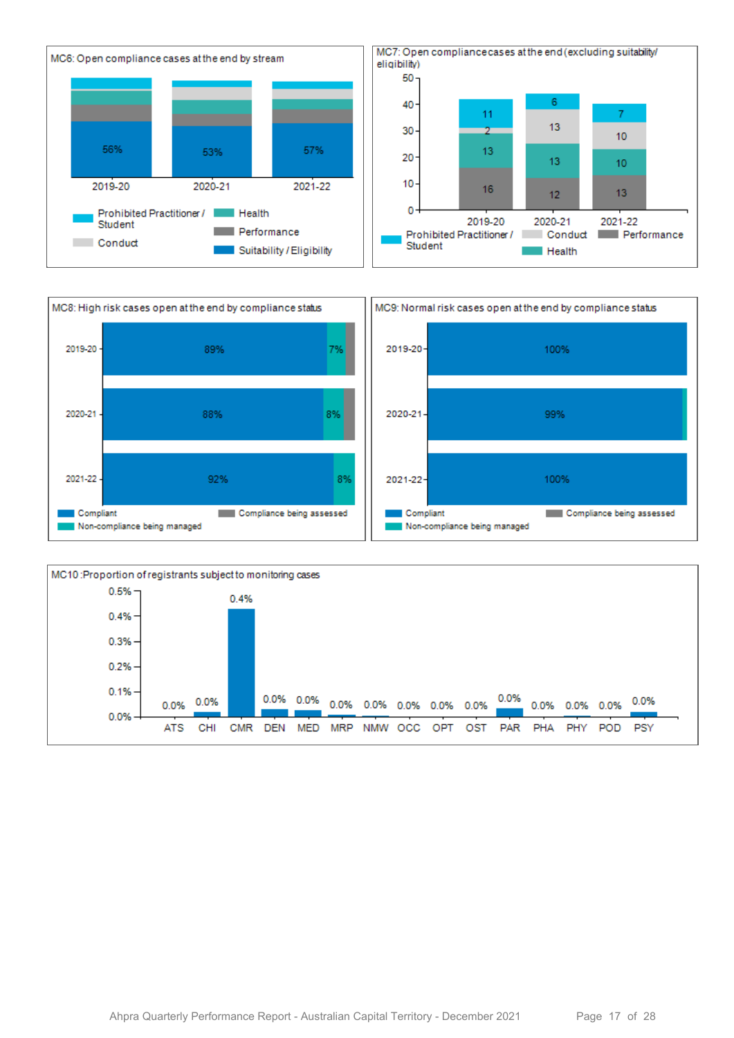MC6: Open compliance cases at the end by stream

| | 2019-20 | 2020-21 | 2021-22 |
|---|---|---|---|
| Suitability / Eligibility | 56% | 53% | 57% |

Prohibited Practitioner / Student | Conduct | Health | Performance | Suitability / Eligibility

MC7: Open compliance cases at the end (excluding suitability/ eligibility)

| | 2019-20 | 2020-21 | 2021-22 |
|---|---|---|---|
| Prohibited Practitioner / Student | 11 | 6 | 7 |
| Conduct | 2 | 13 | 10 |
| Health | 13 | 13 | 10 |
| Performance | 16 | 12 | 13 |

MC8: High risk cases open at the end by compliance status

| | Compliant | Non-compliance being managed | Compliance being assessed |
|---|---|---|---|
| 2019-20 | 89% | 7% | |
| 2020-21 | 88% | 8% | |
| 2021-22 | 92% | 8% | |

MC9: Normal risk cases open at the end by compliance status

| | Compliant | Non-compliance being managed | Compliance being assessed |
|---|---|---|---|
| 2019-20 | 100% | | |
| 2020-21 | 99% | | |
| 2021-22 | 100% | | |

MC10: Proportion of registrants subject to monitoring cases

| ATS | CHI | CMR | DEN | MED | MRP | NMW | OCC | OPT | OST | PAR | PHA | PHY | POD | PSY |
|---|---|---|---|---|---|---|---|---|---|---|---|---|---|---|
| 0.0% | 0.0% | 0.4% | 0.0% | 0.0% | 0.0% | 0.0% | 0.0% | 0.0% | 0.0% | 0.0% | 0.0% | 0.0% | 0.0% | 0.0% |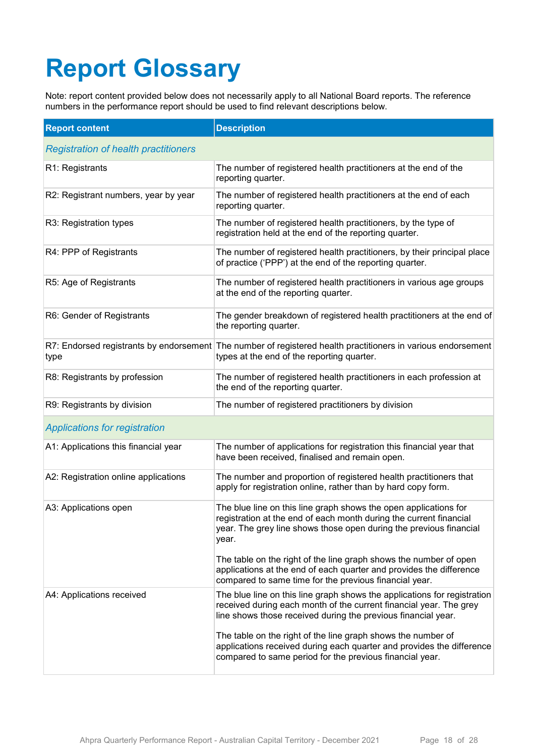# Report Glossary

Note: report content provided below does not necessarily apply to all National Board reports. The reference numbers in the performance report should be used to find relevant descriptions below.

| Report content | Description |
|---|---|
| *Registration of health practitioners* | |
| R1: Registrants | The number of registered health practitioners at the end of the reporting quarter. |
| R2: Registrant numbers, year by year | The number of registered health practitioners at the end of each reporting quarter. |
| R3: Registration types | The number of registered health practitioners, by the type of registration held at the end of the reporting quarter. |
| R4: PPP of Registrants | The number of registered health practitioners, by their principal place of practice ('PPP') at the end of the reporting quarter. |
| R5: Age of Registrants | The number of registered health practitioners in various age groups at the end of the reporting quarter. |
| R6: Gender of Registrants | The gender breakdown of registered health practitioners at the end of the reporting quarter. |
| R7: Endorsed registrants by endorsement type | The number of registered health practitioners in various endorsement types at the end of the reporting quarter. |
| R8: Registrants by profession | The number of registered health practitioners in each profession at the end of the reporting quarter. |
| R9: Registrants by division | The number of registered practitioners by division |
| *Applications for registration* | |
| A1: Applications this financial year | The number of applications for registration this financial year that have been received, finalised and remain open. |
| A2: Registration online applications | The number and proportion of registered health practitioners that apply for registration online, rather than by hard copy form. |
| A3: Applications open | The blue line on this line graph shows the open applications for registration at the end of each month during the current financial year. The grey line shows those open during the previous financial year.<br><br>The table on the right of the line graph shows the number of open applications at the end of each quarter and provides the difference compared to same time for the previous financial year. |
| A4: Applications received | The blue line on this line graph shows the applications for registration received during each month of the current financial year. The grey line shows those received during the previous financial year.<br><br>The table on the right of the line graph shows the number of applications received during each quarter and provides the difference compared to same period for the previous financial year. |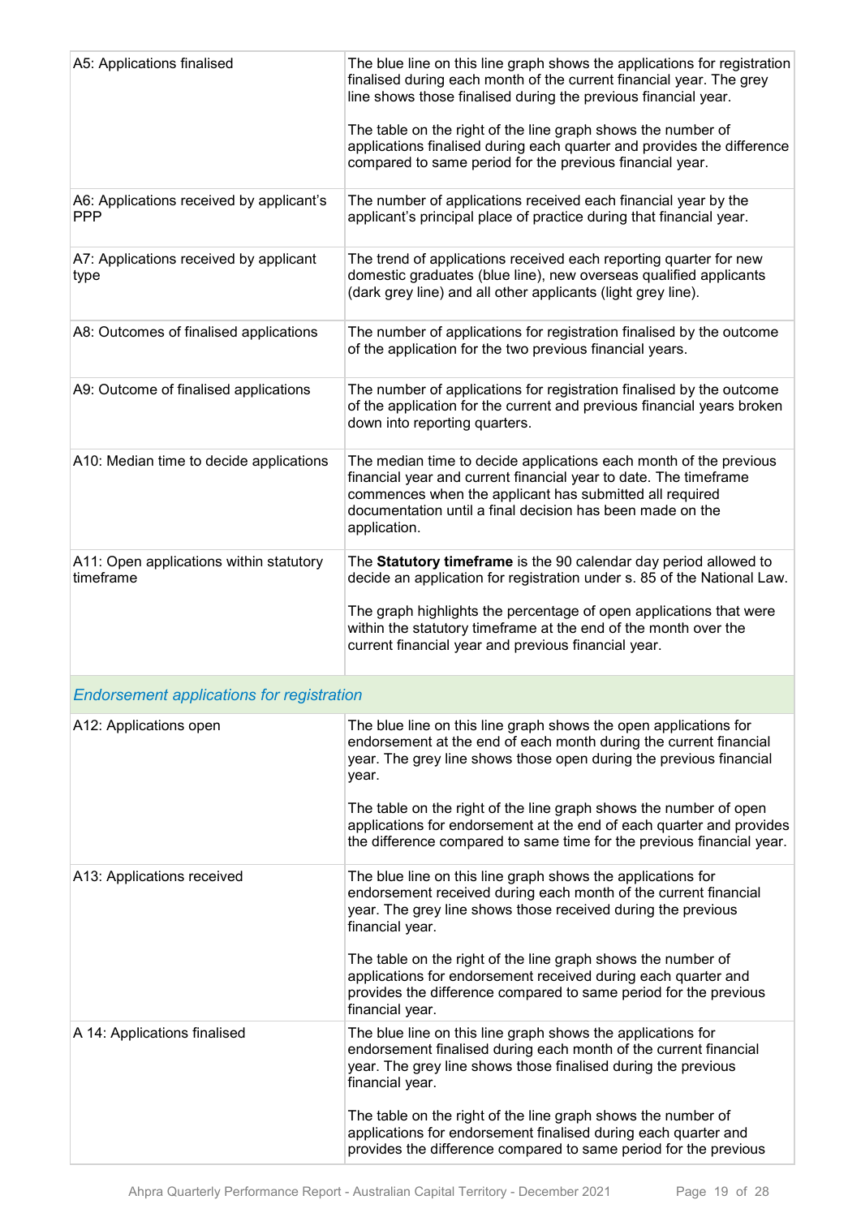| | |
|---|---|
| A5: Applications finalised | The blue line on this line graph shows the applications for registration finalised during each month of the current financial year. The grey line shows those finalised during the previous financial year.<br><br>The table on the right of the line graph shows the number of applications finalised during each quarter and provides the difference compared to same period for the previous financial year. |
| A6: Applications received by applicant's PPP | The number of applications received each financial year by the applicant's principal place of practice during that financial year. |
| A7: Applications received by applicant type | The trend of applications received each reporting quarter for new domestic graduates (blue line), new overseas qualified applicants (dark grey line) and all other applicants (light grey line). |
| A8: Outcomes of finalised applications | The number of applications for registration finalised by the outcome of the application for the two previous financial years. |
| A9: Outcome of finalised applications | The number of applications for registration finalised by the outcome of the application for the current and previous financial years broken down into reporting quarters. |
| A10: Median time to decide applications | The median time to decide applications each month of the previous financial year and current financial year to date. The timeframe commences when the applicant has submitted all required documentation until a final decision has been made on the application. |
| A11: Open applications within statutory timeframe | The **Statutory timeframe** is the 90 calendar day period allowed to decide an application for registration under s. 85 of the National Law.<br><br>The graph highlights the percentage of open applications that were within the statutory timeframe at the end of the month over the current financial year and previous financial year. |
| *Endorsement applications for registration* | |
| A12: Applications open | The blue line on this line graph shows the open applications for endorsement at the end of each month during the current financial year. The grey line shows those open during the previous financial year.<br><br>The table on the right of the line graph shows the number of open applications for endorsement at the end of each quarter and provides the difference compared to same time for the previous financial year. |
| A13: Applications received | The blue line on this line graph shows the applications for endorsement received during each month of the current financial year. The grey line shows those received during the previous financial year.<br><br>The table on the right of the line graph shows the number of applications for endorsement received during each quarter and provides the difference compared to same period for the previous financial year. |
| A 14: Applications finalised | The blue line on this line graph shows the applications for endorsement finalised during each month of the current financial year. The grey line shows those finalised during the previous financial year.<br><br>The table on the right of the line graph shows the number of applications for endorsement finalised during each quarter and provides the difference compared to same period for the previous |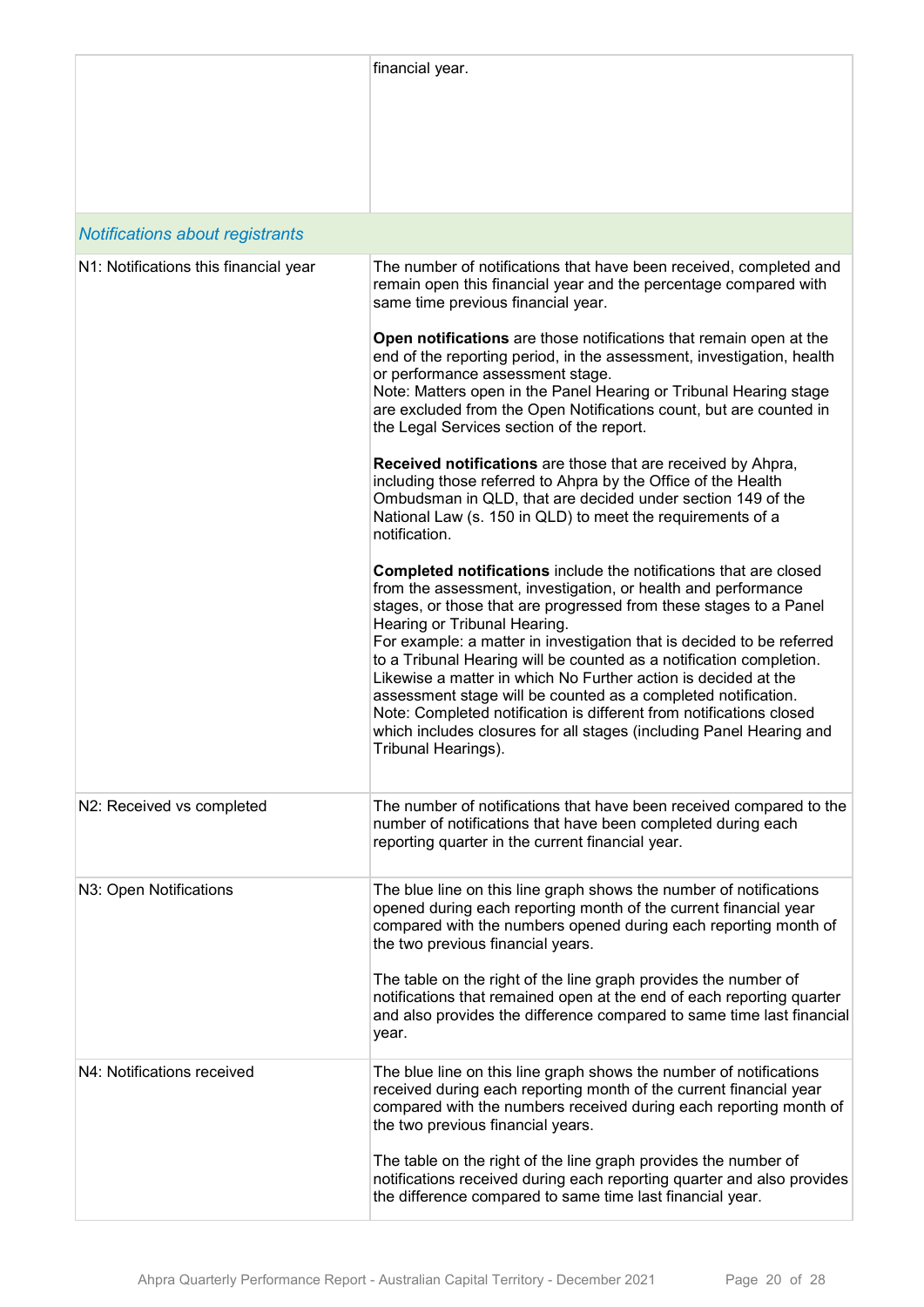| | |
|---|---|
| | financial year. |
| *Notifications about registrants* | |
| N1: Notifications this financial year | The number of notifications that have been received, completed and remain open this financial year and the percentage compared with same time previous financial year.<br><br>**Open notifications** are those notifications that remain open at the end of the reporting period, in the assessment, investigation, health or performance assessment stage.<br>Note: Matters open in the Panel Hearing or Tribunal Hearing stage are excluded from the Open Notifications count, but are counted in the Legal Services section of the report.<br><br>**Received notifications** are those that are received by Ahpra, including those referred to Ahpra by the Office of the Health Ombudsman in QLD, that are decided under section 149 of the National Law (s. 150 in QLD) to meet the requirements of a notification.<br><br>**Completed notifications** include the notifications that are closed from the assessment, investigation, or health and performance stages, or those that are progressed from these stages to a Panel Hearing or Tribunal Hearing.<br>For example: a matter in investigation that is decided to be referred to a Tribunal Hearing will be counted as a notification completion. Likewise a matter in which No Further action is decided at the assessment stage will be counted as a completed notification.<br>Note: Completed notification is different from notifications closed which includes closures for all stages (including Panel Hearing and Tribunal Hearings). |
| N2: Received vs completed | The number of notifications that have been received compared to the number of notifications that have been completed during each reporting quarter in the current financial year. |
| N3: Open Notifications | The blue line on this line graph shows the number of notifications opened during each reporting month of the current financial year compared with the numbers opened during each reporting month of the two previous financial years.<br><br>The table on the right of the line graph provides the number of notifications that remained open at the end of each reporting quarter and also provides the difference compared to same time last financial year. |
| N4: Notifications received | The blue line on this line graph shows the number of notifications received during each reporting month of the current financial year compared with the numbers received during each reporting month of the two previous financial years.<br><br>The table on the right of the line graph provides the number of notifications received during each reporting quarter and also provides the difference compared to same time last financial year. |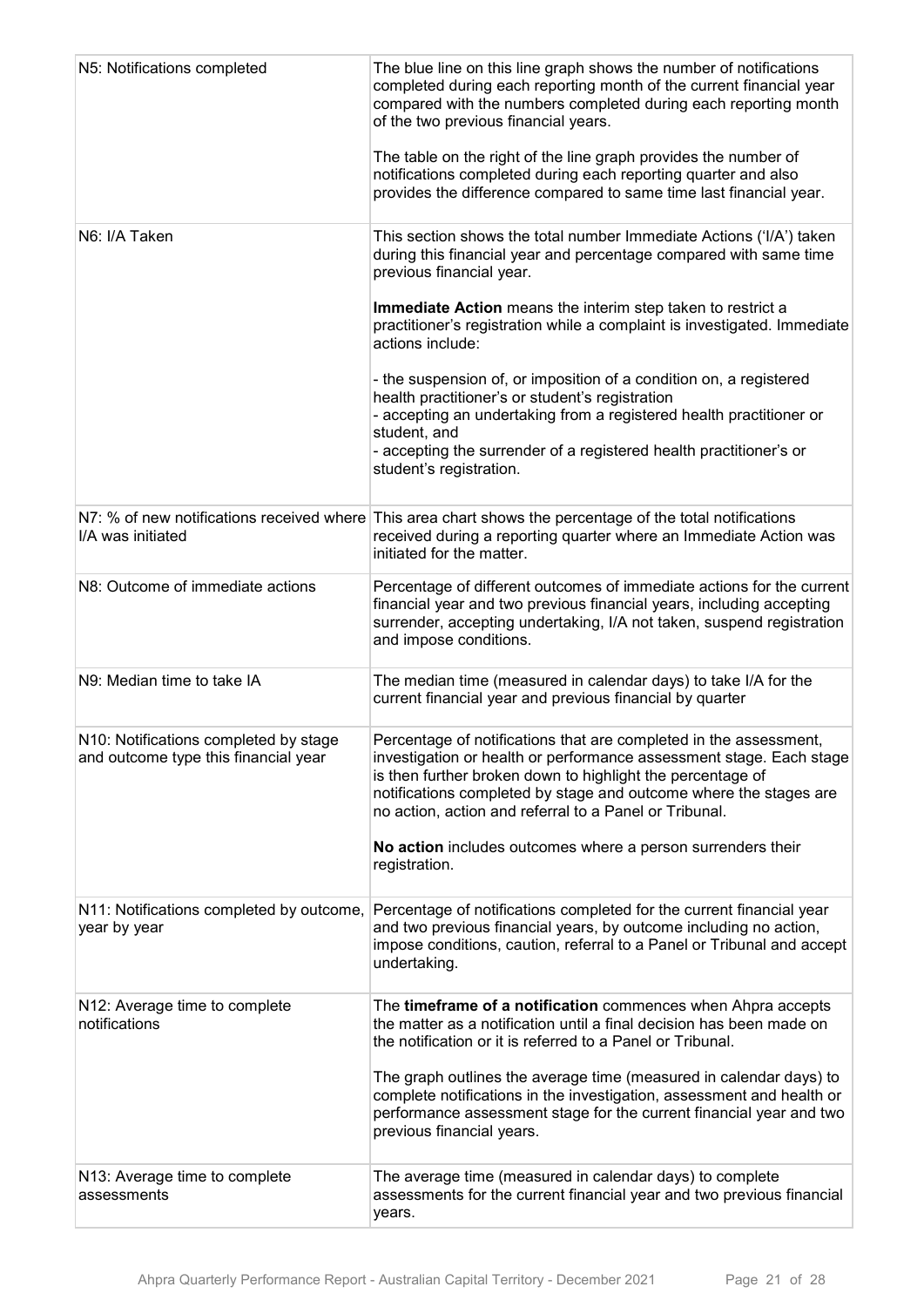| | |
|---|---|
| N5: Notifications completed | The blue line on this line graph shows the number of notifications completed during each reporting month of the current financial year compared with the numbers completed during each reporting month of the two previous financial years.<br><br>The table on the right of the line graph provides the number of notifications completed during each reporting quarter and also provides the difference compared to same time last financial year. |
| N6: I/A Taken | This section shows the total number Immediate Actions ('I/A') taken during this financial year and percentage compared with same time previous financial year.<br><br>**Immediate Action** means the interim step taken to restrict a practitioner's registration while a complaint is investigated. Immediate actions include:<br><br>- the suspension of, or imposition of a condition on, a registered health practitioner's or student's registration<br>- accepting an undertaking from a registered health practitioner or student, and<br>- accepting the surrender of a registered health practitioner's or student's registration. |
| N7: % of new notifications received where I/A was initiated | This area chart shows the percentage of the total notifications received during a reporting quarter where an Immediate Action was initiated for the matter. |
| N8: Outcome of immediate actions | Percentage of different outcomes of immediate actions for the current financial year and two previous financial years, including accepting surrender, accepting undertaking, I/A not taken, suspend registration and impose conditions. |
| N9: Median time to take IA | The median time (measured in calendar days) to take I/A for the current financial year and previous financial by quarter |
| N10: Notifications completed by stage and outcome type this financial year | Percentage of notifications that are completed in the assessment, investigation or health or performance assessment stage. Each stage is then further broken down to highlight the percentage of notifications completed by stage and outcome where the stages are no action, action and referral to a Panel or Tribunal.<br><br>**No action** includes outcomes where a person surrenders their registration. |
| N11: Notifications completed by outcome, year by year | Percentage of notifications completed for the current financial year and two previous financial years, by outcome including no action, impose conditions, caution, referral to a Panel or Tribunal and accept undertaking. |
| N12: Average time to complete notifications | The **timeframe of a notification** commences when Ahpra accepts the matter as a notification until a final decision has been made on the notification or it is referred to a Panel or Tribunal.<br><br>The graph outlines the average time (measured in calendar days) to complete notifications in the investigation, assessment and health or performance assessment stage for the current financial year and two previous financial years. |
| N13: Average time to complete assessments | The average time (measured in calendar days) to complete assessments for the current financial year and two previous financial years. |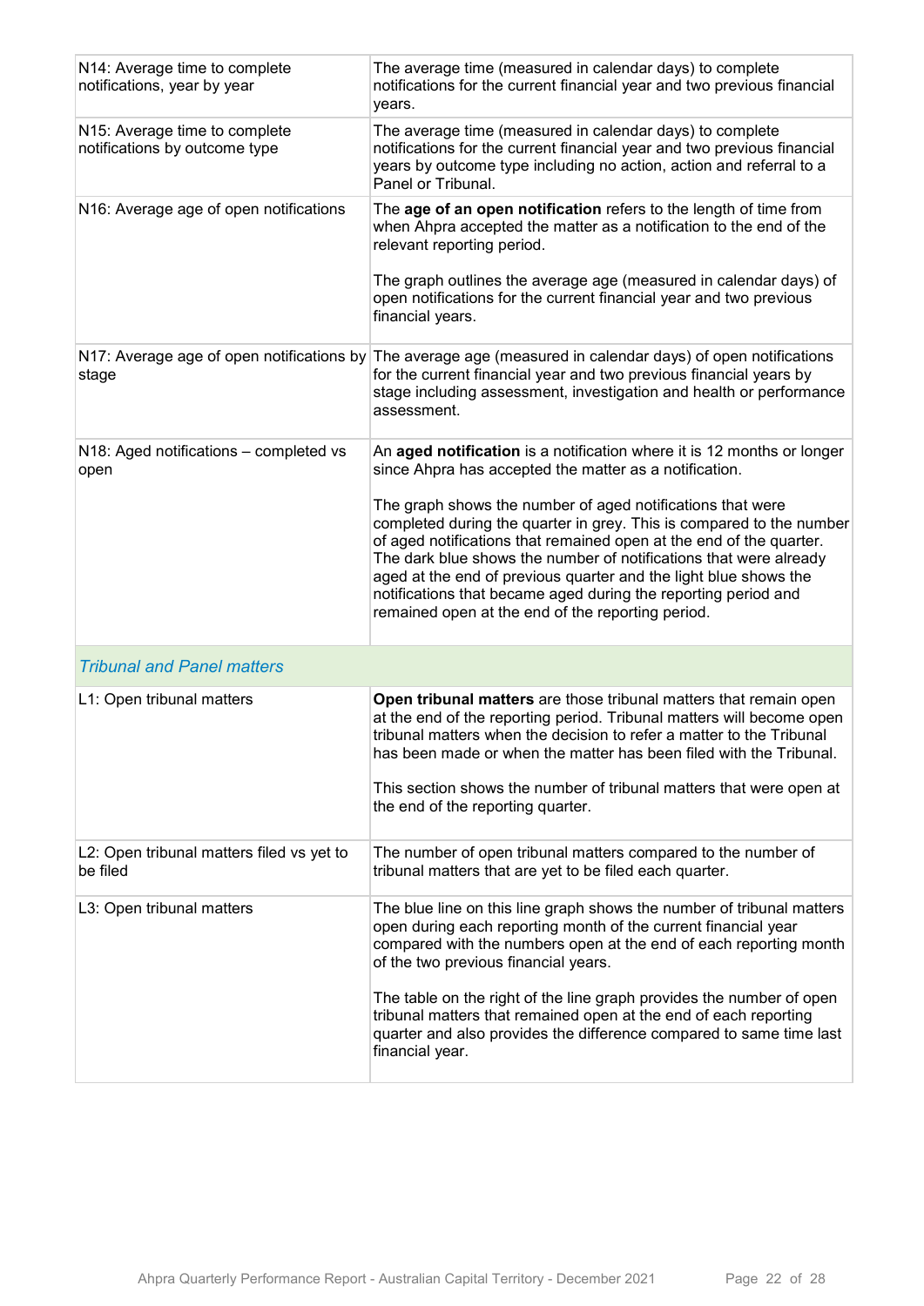| | |
|---|---|
| N14: Average time to complete notifications, year by year | The average time (measured in calendar days) to complete notifications for the current financial year and two previous financial years. |
| N15: Average time to complete notifications by outcome type | The average time (measured in calendar days) to complete notifications for the current financial year and two previous financial years by outcome type including no action, action and referral to a Panel or Tribunal. |
| N16: Average age of open notifications | The **age of an open notification** refers to the length of time from when Ahpra accepted the matter as a notification to the end of the relevant reporting period.<br><br>The graph outlines the average age (measured in calendar days) of open notifications for the current financial year and two previous financial years. |
| N17: Average age of open notifications by stage | The average age (measured in calendar days) of open notifications for the current financial year and two previous financial years by stage including assessment, investigation and health or performance assessment. |
| N18: Aged notifications – completed vs open | An **aged notification** is a notification where it is 12 months or longer since Ahpra has accepted the matter as a notification.<br><br>The graph shows the number of aged notifications that were completed during the quarter in grey. This is compared to the number of aged notifications that remained open at the end of the quarter. The dark blue shows the number of notifications that were already aged at the end of previous quarter and the light blue shows the notifications that became aged during the reporting period and remained open at the end of the reporting period. |
| *Tribunal and Panel matters* | |
| L1: Open tribunal matters | **Open tribunal matters** are those tribunal matters that remain open at the end of the reporting period. Tribunal matters will become open tribunal matters when the decision to refer a matter to the Tribunal has been made or when the matter has been filed with the Tribunal.<br><br>This section shows the number of tribunal matters that were open at the end of the reporting quarter. |
| L2: Open tribunal matters filed vs yet to be filed | The number of open tribunal matters compared to the number of tribunal matters that are yet to be filed each quarter. |
| L3: Open tribunal matters | The blue line on this line graph shows the number of tribunal matters open during each reporting month of the current financial year compared with the numbers open at the end of each reporting month of the two previous financial years.<br><br>The table on the right of the line graph provides the number of open tribunal matters that remained open at the end of each reporting quarter and also provides the difference compared to same time last financial year. |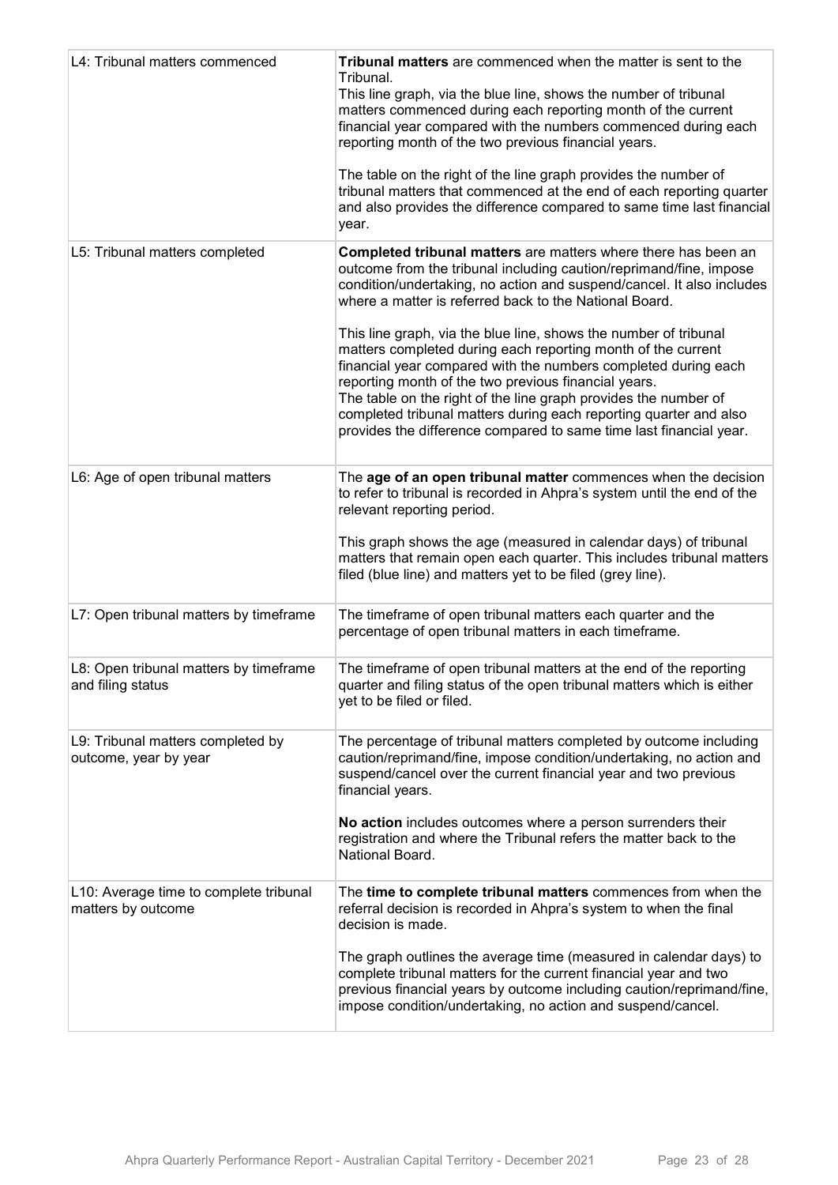| | |
|---|---|
| L4: Tribunal matters commenced | **Tribunal matters** are commenced when the matter is sent to the Tribunal.<br>This line graph, via the blue line, shows the number of tribunal matters commenced during each reporting month of the current financial year compared with the numbers commenced during each reporting month of the two previous financial years.<br><br>The table on the right of the line graph provides the number of tribunal matters that commenced at the end of each reporting quarter and also provides the difference compared to same time last financial year. |
| L5: Tribunal matters completed | **Completed tribunal matters** are matters where there has been an outcome from the tribunal including caution/reprimand/fine, impose condition/undertaking, no action and suspend/cancel. It also includes where a matter is referred back to the National Board.<br><br>This line graph, via the blue line, shows the number of tribunal matters completed during each reporting month of the current financial year compared with the numbers completed during each reporting month of the two previous financial years.<br>The table on the right of the line graph provides the number of completed tribunal matters during each reporting quarter and also provides the difference compared to same time last financial year. |
| L6: Age of open tribunal matters | The **age of an open tribunal matter** commences when the decision to refer to tribunal is recorded in Ahpra's system until the end of the relevant reporting period.<br><br>This graph shows the age (measured in calendar days) of tribunal matters that remain open each quarter. This includes tribunal matters filed (blue line) and matters yet to be filed (grey line). |
| L7: Open tribunal matters by timeframe | The timeframe of open tribunal matters each quarter and the percentage of open tribunal matters in each timeframe. |
| L8: Open tribunal matters by timeframe and filing status | The timeframe of open tribunal matters at the end of the reporting quarter and filing status of the open tribunal matters which is either yet to be filed or filed. |
| L9: Tribunal matters completed by outcome, year by year | The percentage of tribunal matters completed by outcome including caution/reprimand/fine, impose condition/undertaking, no action and suspend/cancel over the current financial year and two previous financial years.<br><br>**No action** includes outcomes where a person surrenders their registration and where the Tribunal refers the matter back to the National Board. |
| L10: Average time to complete tribunal matters by outcome | The **time to complete tribunal matters** commences from when the referral decision is recorded in Ahpra's system to when the final decision is made.<br><br>The graph outlines the average time (measured in calendar days) to complete tribunal matters for the current financial year and two previous financial years by outcome including caution/reprimand/fine, impose condition/undertaking, no action and suspend/cancel. |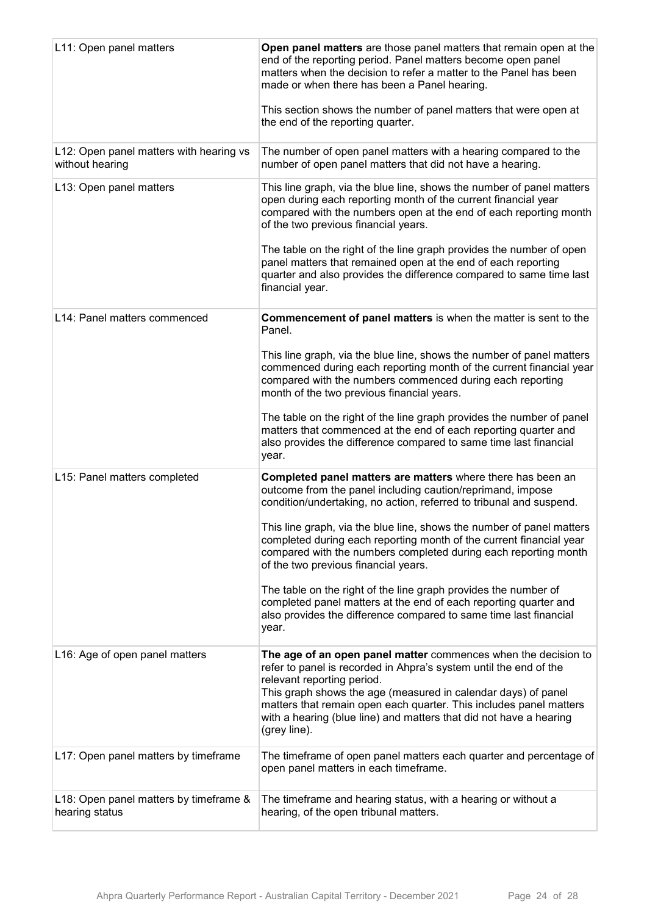| | |
|---|---|
| L11: Open panel matters | **Open panel matters** are those panel matters that remain open at the end of the reporting period. Panel matters become open panel matters when the decision to refer a matter to the Panel has been made or when there has been a Panel hearing.<br><br>This section shows the number of panel matters that were open at the end of the reporting quarter. |
| L12: Open panel matters with hearing vs without hearing | The number of open panel matters with a hearing compared to the number of open panel matters that did not have a hearing. |
| L13: Open panel matters | This line graph, via the blue line, shows the number of panel matters open during each reporting month of the current financial year compared with the numbers open at the end of each reporting month of the two previous financial years.<br><br>The table on the right of the line graph provides the number of open panel matters that remained open at the end of each reporting quarter and also provides the difference compared to same time last financial year. |
| L14: Panel matters commenced | **Commencement of panel matters** is when the matter is sent to the Panel.<br><br>This line graph, via the blue line, shows the number of panel matters commenced during each reporting month of the current financial year compared with the numbers commenced during each reporting month of the two previous financial years.<br><br>The table on the right of the line graph provides the number of panel matters that commenced at the end of each reporting quarter and also provides the difference compared to same time last financial year. |
| L15: Panel matters completed | **Completed panel matters are matters** where there has been an outcome from the panel including caution/reprimand, impose condition/undertaking, no action, referred to tribunal and suspend.<br><br>This line graph, via the blue line, shows the number of panel matters completed during each reporting month of the current financial year compared with the numbers completed during each reporting month of the two previous financial years.<br><br>The table on the right of the line graph provides the number of completed panel matters at the end of each reporting quarter and also provides the difference compared to same time last financial year. |
| L16: Age of open panel matters | **The age of an open panel matter** commences when the decision to refer to panel is recorded in Ahpra's system until the end of the relevant reporting period.<br>This graph shows the age (measured in calendar days) of panel matters that remain open each quarter. This includes panel matters with a hearing (blue line) and matters that did not have a hearing (grey line). |
| L17: Open panel matters by timeframe | The timeframe of open panel matters each quarter and percentage of open panel matters in each timeframe. |
| L18: Open panel matters by timeframe & hearing status | The timeframe and hearing status, with a hearing or without a hearing, of the open tribunal matters. |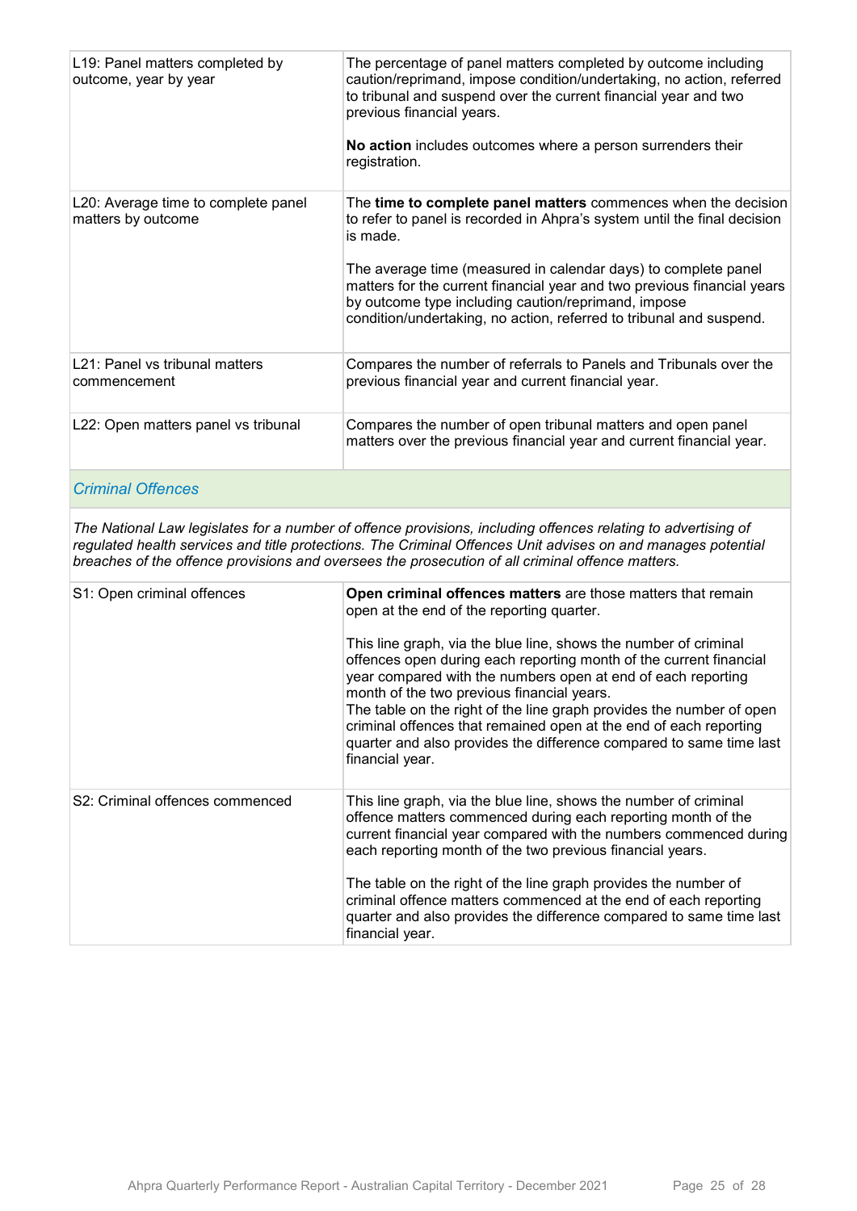| | |
|---|---|
| L19: Panel matters completed by outcome, year by year | The percentage of panel matters completed by outcome including caution/reprimand, impose condition/undertaking, no action, referred to tribunal and suspend over the current financial year and two previous financial years.<br><br>**No action** includes outcomes where a person surrenders their registration. |
| L20: Average time to complete panel matters by outcome | The **time to complete panel matters** commences when the decision to refer to panel is recorded in Ahpra's system until the final decision is made.<br><br>The average time (measured in calendar days) to complete panel matters for the current financial year and two previous financial years by outcome type including caution/reprimand, impose condition/undertaking, no action, referred to tribunal and suspend. |
| L21: Panel vs tribunal matters commencement | Compares the number of referrals to Panels and Tribunals over the previous financial year and current financial year. |
| L22: Open matters panel vs tribunal | Compares the number of open tribunal matters and open panel matters over the previous financial year and current financial year. |

## *Criminal Offences*

*The National Law legislates for a number of offence provisions, including offences relating to advertising of regulated health services and title protections. The Criminal Offences Unit advises on and manages potential breaches of the offence provisions and oversees the prosecution of all criminal offence matters.*

| | |
|---|---|
| S1: Open criminal offences | **Open criminal offences matters** are those matters that remain open at the end of the reporting quarter.<br><br>This line graph, via the blue line, shows the number of criminal offences open during each reporting month of the current financial year compared with the numbers open at end of each reporting month of the two previous financial years.<br>The table on the right of the line graph provides the number of open criminal offences that remained open at the end of each reporting quarter and also provides the difference compared to same time last financial year. |
| S2: Criminal offences commenced | This line graph, via the blue line, shows the number of criminal offence matters commenced during each reporting month of the current financial year compared with the numbers commenced during each reporting month of the two previous financial years.<br><br>The table on the right of the line graph provides the number of criminal offence matters commenced at the end of each reporting quarter and also provides the difference compared to same time last financial year. |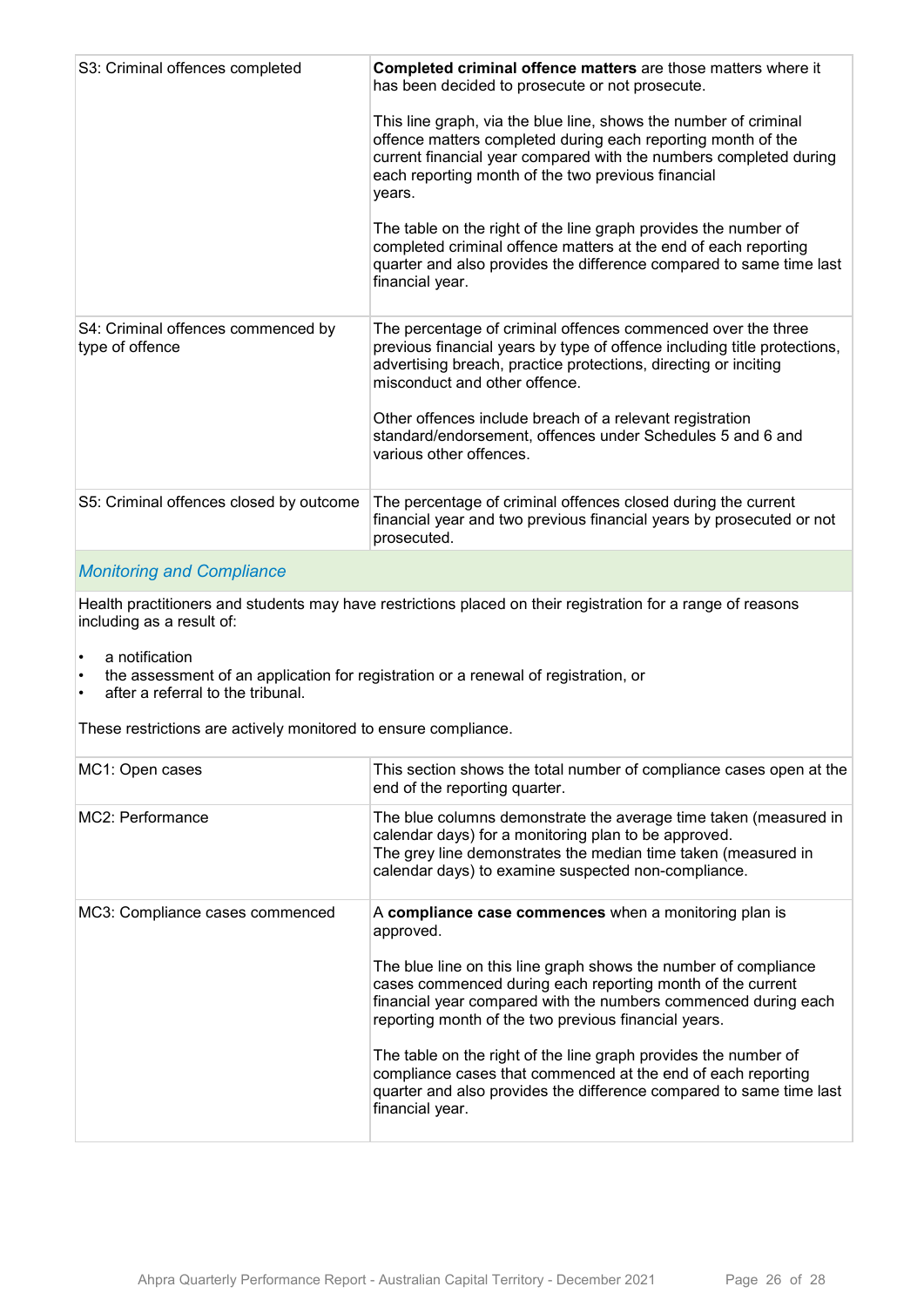| | |
|---|---|
| S3: Criminal offences completed | **Completed criminal offence matters** are those matters where it has been decided to prosecute or not prosecute.<br><br>This line graph, via the blue line, shows the number of criminal offence matters completed during each reporting month of the current financial year compared with the numbers completed during each reporting month of the two previous financial years.<br><br>The table on the right of the line graph provides the number of completed criminal offence matters at the end of each reporting quarter and also provides the difference compared to same time last financial year. |
| S4: Criminal offences commenced by type of offence | The percentage of criminal offences commenced over the three previous financial years by type of offence including title protections, advertising breach, practice protections, directing or inciting misconduct and other offence.<br><br>Other offences include breach of a relevant registration standard/endorsement, offences under Schedules 5 and 6 and various other offences. |
| S5: Criminal offences closed by outcome | The percentage of criminal offences closed during the current financial year and two previous financial years by prosecuted or not prosecuted. |

### *Monitoring and Compliance*

Health practitioners and students may have restrictions placed on their registration for a range of reasons including as a result of:

- a notification
- the assessment of an application for registration or a renewal of registration, or
- after a referral to the tribunal.

These restrictions are actively monitored to ensure compliance.

| | |
|---|---|
| MC1: Open cases | This section shows the total number of compliance cases open at the end of the reporting quarter. |
| MC2: Performance | The blue columns demonstrate the average time taken (measured in calendar days) for a monitoring plan to be approved.<br>The grey line demonstrates the median time taken (measured in calendar days) to examine suspected non-compliance. |
| MC3: Compliance cases commenced | A **compliance case commences** when a monitoring plan is approved.<br><br>The blue line on this line graph shows the number of compliance cases commenced during each reporting month of the current financial year compared with the numbers commenced during each reporting month of the two previous financial years.<br><br>The table on the right of the line graph provides the number of compliance cases that commenced at the end of each reporting quarter and also provides the difference compared to same time last financial year. |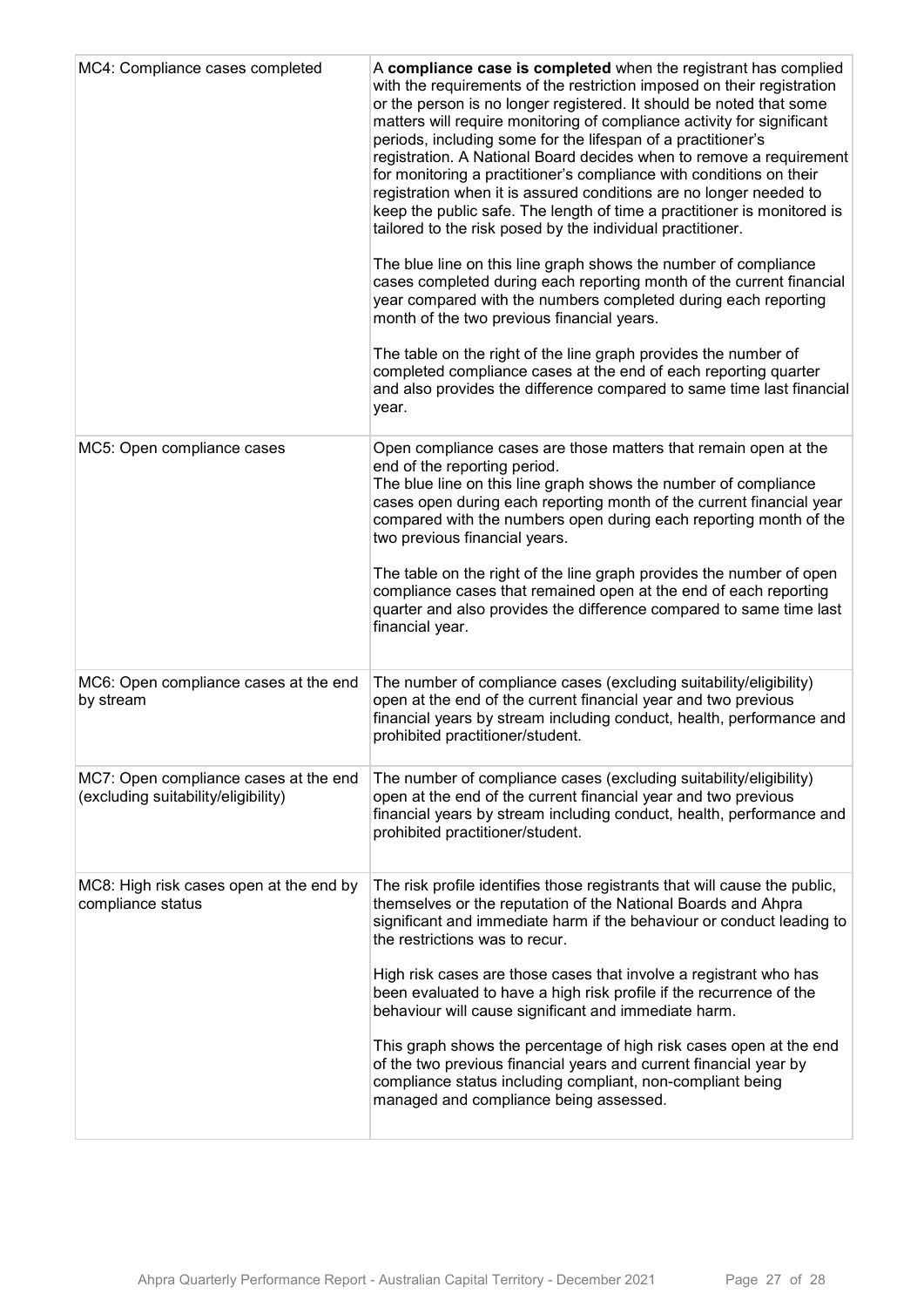| | |
|---|---|
| MC4: Compliance cases completed | A **compliance case is completed** when the registrant has complied with the requirements of the restriction imposed on their registration or the person is no longer registered. It should be noted that some matters will require monitoring of compliance activity for significant periods, including some for the lifespan of a practitioner's registration. A National Board decides when to remove a requirement for monitoring a practitioner's compliance with conditions on their registration when it is assured conditions are no longer needed to keep the public safe. The length of time a practitioner is monitored is tailored to the risk posed by the individual practitioner.<br><br>The blue line on this line graph shows the number of compliance cases completed during each reporting month of the current financial year compared with the numbers completed during each reporting month of the two previous financial years.<br><br>The table on the right of the line graph provides the number of completed compliance cases at the end of each reporting quarter and also provides the difference compared to same time last financial year. |
| MC5: Open compliance cases | Open compliance cases are those matters that remain open at the end of the reporting period.<br>The blue line on this line graph shows the number of compliance cases open during each reporting month of the current financial year compared with the numbers open during each reporting month of the two previous financial years.<br><br>The table on the right of the line graph provides the number of open compliance cases that remained open at the end of each reporting quarter and also provides the difference compared to same time last financial year. |
| MC6: Open compliance cases at the end by stream | The number of compliance cases (excluding suitability/eligibility) open at the end of the current financial year and two previous financial years by stream including conduct, health, performance and prohibited practitioner/student. |
| MC7: Open compliance cases at the end (excluding suitability/eligibility) | The number of compliance cases (excluding suitability/eligibility) open at the end of the current financial year and two previous financial years by stream including conduct, health, performance and prohibited practitioner/student. |
| MC8: High risk cases open at the end by compliance status | The risk profile identifies those registrants that will cause the public, themselves or the reputation of the National Boards and Ahpra significant and immediate harm if the behaviour or conduct leading to the restrictions was to recur.<br><br>High risk cases are those cases that involve a registrant who has been evaluated to have a high risk profile if the recurrence of the behaviour will cause significant and immediate harm.<br><br>This graph shows the percentage of high risk cases open at the end of the two previous financial years and current financial year by compliance status including compliant, non-compliant being managed and compliance being assessed. |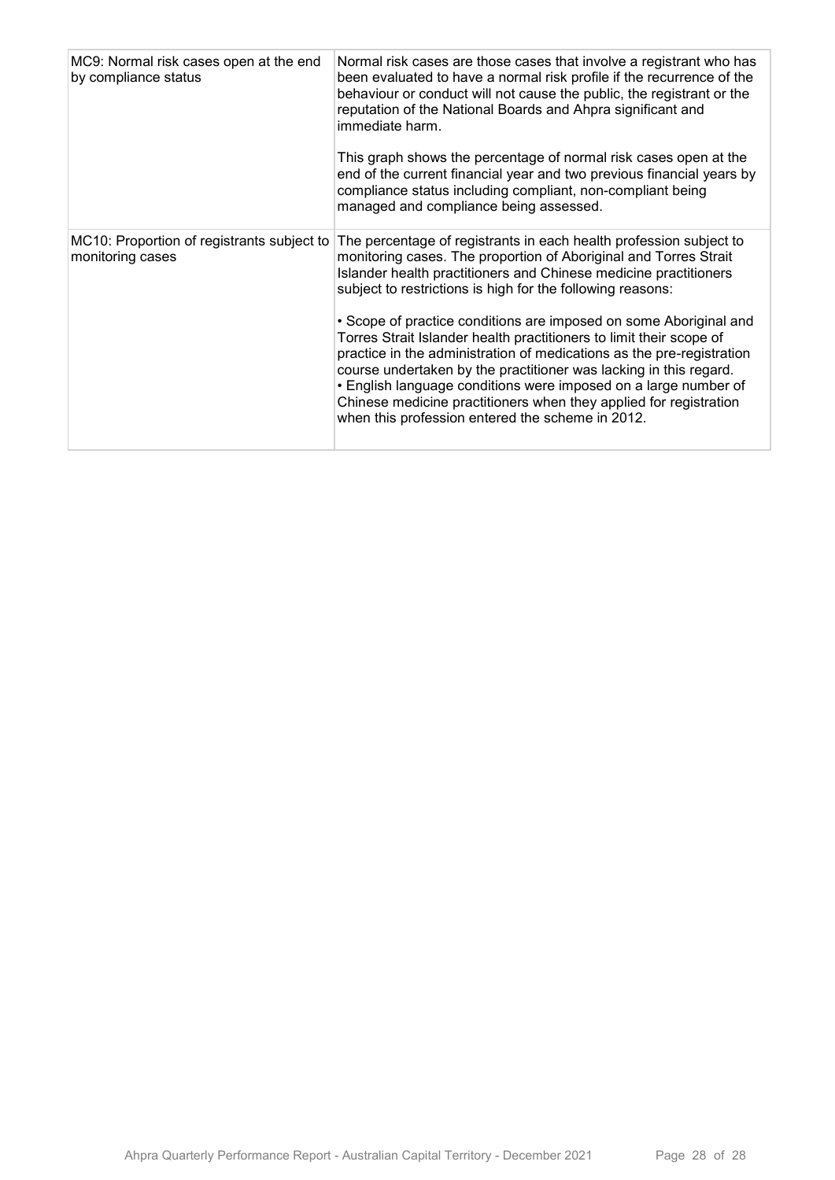| | |
|---|---|
| MC9: Normal risk cases open at the end by compliance status | Normal risk cases are those cases that involve a registrant who has been evaluated to have a normal risk profile if the recurrence of the behaviour or conduct will not cause the public, the registrant or the reputation of the National Boards and Ahpra significant and immediate harm.<br><br>This graph shows the percentage of normal risk cases open at the end of the current financial year and two previous financial years by compliance status including compliant, non-compliant being managed and compliance being assessed. |
| MC10: Proportion of registrants subject to monitoring cases | The percentage of registrants in each health profession subject to monitoring cases. The proportion of Aboriginal and Torres Strait Islander health practitioners and Chinese medicine practitioners subject to restrictions is high for the following reasons:<br><br>• Scope of practice conditions are imposed on some Aboriginal and Torres Strait Islander health practitioners to limit their scope of practice in the administration of medications as the pre-registration course undertaken by the practitioner was lacking in this regard.<br>• English language conditions were imposed on a large number of Chinese medicine practitioners when they applied for registration when this profession entered the scheme in 2012. |